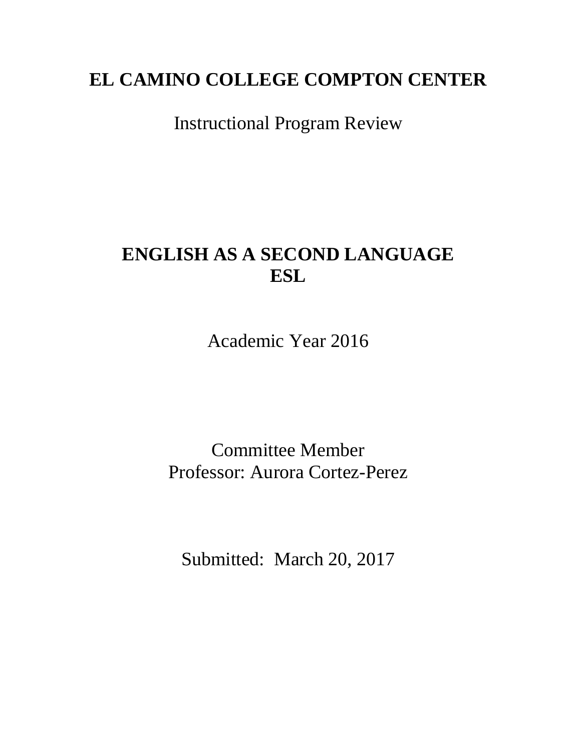# EL CAMINO COLLEGE COMPTON CENTER

Instructional Program Review

## ENGLISH AS A SECOND LANGUAGE
## ESL

Academic Year 2016

Committee Member
Professor: Aurora Cortez-Perez

Submitted: March 20, 2017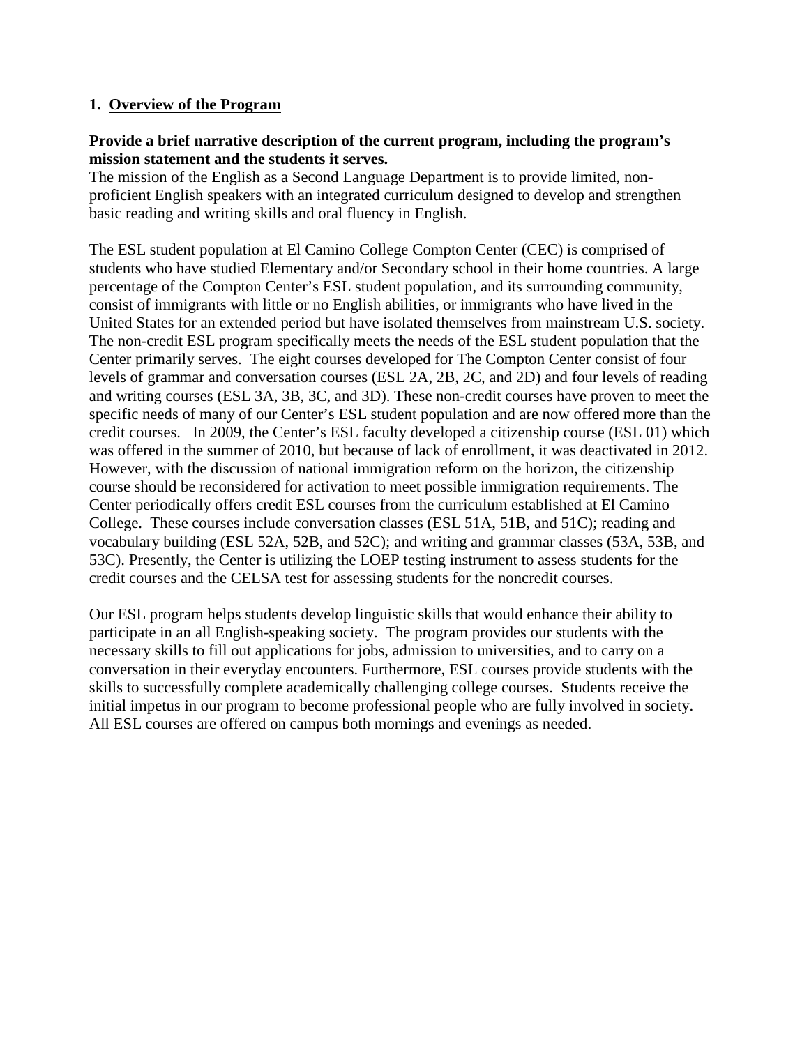## 1. Overview of the Program

**Provide a brief narrative description of the current program, including the program's mission statement and the students it serves.**

The mission of the English as a Second Language Department is to provide limited, non-proficient English speakers with an integrated curriculum designed to develop and strengthen basic reading and writing skills and oral fluency in English.

The ESL student population at El Camino College Compton Center (CEC) is comprised of students who have studied Elementary and/or Secondary school in their home countries. A large percentage of the Compton Center's ESL student population, and its surrounding community, consist of immigrants with little or no English abilities, or immigrants who have lived in the United States for an extended period but have isolated themselves from mainstream U.S. society. The non-credit ESL program specifically meets the needs of the ESL student population that the Center primarily serves. The eight courses developed for The Compton Center consist of four levels of grammar and conversation courses (ESL 2A, 2B, 2C, and 2D) and four levels of reading and writing courses (ESL 3A, 3B, 3C, and 3D). These non-credit courses have proven to meet the specific needs of many of our Center's ESL student population and are now offered more than the credit courses. In 2009, the Center's ESL faculty developed a citizenship course (ESL 01) which was offered in the summer of 2010, but because of lack of enrollment, it was deactivated in 2012. However, with the discussion of national immigration reform on the horizon, the citizenship course should be reconsidered for activation to meet possible immigration requirements. The Center periodically offers credit ESL courses from the curriculum established at El Camino College. These courses include conversation classes (ESL 51A, 51B, and 51C); reading and vocabulary building (ESL 52A, 52B, and 52C); and writing and grammar classes (53A, 53B, and 53C). Presently, the Center is utilizing the LOEP testing instrument to assess students for the credit courses and the CELSA test for assessing students for the noncredit courses.

Our ESL program helps students develop linguistic skills that would enhance their ability to participate in an all English-speaking society. The program provides our students with the necessary skills to fill out applications for jobs, admission to universities, and to carry on a conversation in their everyday encounters. Furthermore, ESL courses provide students with the skills to successfully complete academically challenging college courses. Students receive the initial impetus in our program to become professional people who are fully involved in society. All ESL courses are offered on campus both mornings and evenings as needed.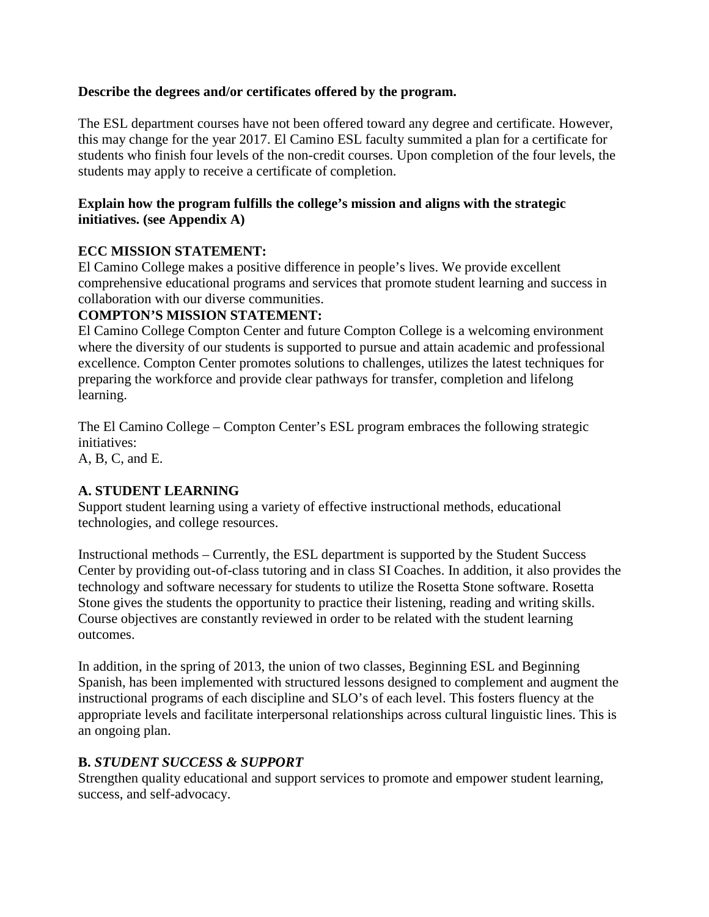**Describe the degrees and/or certificates offered by the program.**

The ESL department courses have not been offered toward any degree and certificate. However, this may change for the year 2017. El Camino ESL faculty summited a plan for a certificate for students who finish four levels of the non-credit courses. Upon completion of the four levels, the students may apply to receive a certificate of completion.

**Explain how the program fulfills the college's mission and aligns with the strategic initiatives. (see Appendix A)**

**ECC MISSION STATEMENT:**
El Camino College makes a positive difference in people's lives. We provide excellent comprehensive educational programs and services that promote student learning and success in collaboration with our diverse communities.

**COMPTON'S MISSION STATEMENT:**
El Camino College Compton Center and future Compton College is a welcoming environment where the diversity of our students is supported to pursue and attain academic and professional excellence. Compton Center promotes solutions to challenges, utilizes the latest techniques for preparing the workforce and provide clear pathways for transfer, completion and lifelong learning.

The El Camino College – Compton Center's ESL program embraces the following strategic initiatives:
A, B, C, and E.

**A. STUDENT LEARNING**
Support student learning using a variety of effective instructional methods, educational technologies, and college resources.

Instructional methods – Currently, the ESL department is supported by the Student Success Center by providing out-of-class tutoring and in class SI Coaches. In addition, it also provides the technology and software necessary for students to utilize the Rosetta Stone software. Rosetta Stone gives the students the opportunity to practice their listening, reading and writing skills. Course objectives are constantly reviewed in order to be related with the student learning outcomes.

In addition, in the spring of 2013, the union of two classes, Beginning ESL and Beginning Spanish, has been implemented with structured lessons designed to complement and augment the instructional programs of each discipline and SLO's of each level. This fosters fluency at the appropriate levels and facilitate interpersonal relationships across cultural linguistic lines. This is an ongoing plan.

**B. *STUDENT SUCCESS & SUPPORT***
Strengthen quality educational and support services to promote and empower student learning, success, and self-advocacy.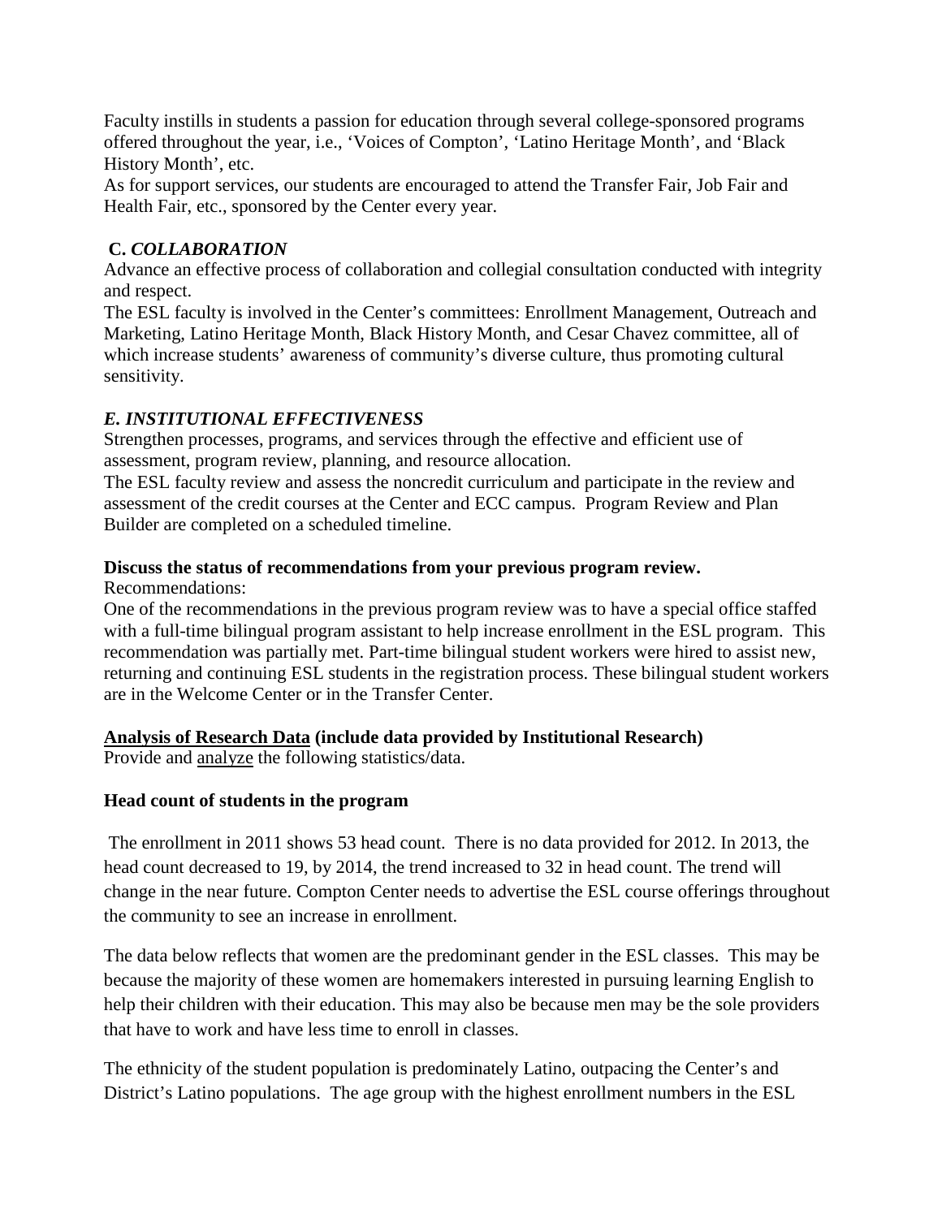Faculty instills in students a passion for education through several college-sponsored programs offered throughout the year, i.e., 'Voices of Compton', 'Latino Heritage Month', and 'Black History Month', etc.
As for support services, our students are encouraged to attend the Transfer Fair, Job Fair and Health Fair, etc., sponsored by the Center every year.

### C. *COLLABORATION*

Advance an effective process of collaboration and collegial consultation conducted with integrity and respect.
The ESL faculty is involved in the Center's committees: Enrollment Management, Outreach and Marketing, Latino Heritage Month, Black History Month, and Cesar Chavez committee, all of which increase students' awareness of community's diverse culture, thus promoting cultural sensitivity.

### *E. INSTITUTIONAL EFFECTIVENESS*

Strengthen processes, programs, and services through the effective and efficient use of assessment, program review, planning, and resource allocation.
The ESL faculty review and assess the noncredit curriculum and participate in the review and assessment of the credit courses at the Center and ECC campus. Program Review and Plan Builder are completed on a scheduled timeline.

**Discuss the status of recommendations from your previous program review.**

Recommendations:
One of the recommendations in the previous program review was to have a special office staffed with a full-time bilingual program assistant to help increase enrollment in the ESL program. This recommendation was partially met. Part-time bilingual student workers were hired to assist new, returning and continuing ESL students in the registration process. These bilingual student workers are in the Welcome Center or in the Transfer Center.

**Analysis of Research Data (include data provided by Institutional Research)**

Provide and analyze the following statistics/data.

**Head count of students in the program**

The enrollment in 2011 shows 53 head count. There is no data provided for 2012. In 2013, the head count decreased to 19, by 2014, the trend increased to 32 in head count. The trend will change in the near future. Compton Center needs to advertise the ESL course offerings throughout the community to see an increase in enrollment.

The data below reflects that women are the predominant gender in the ESL classes. This may be because the majority of these women are homemakers interested in pursuing learning English to help their children with their education. This may also be because men may be the sole providers that have to work and have less time to enroll in classes.

The ethnicity of the student population is predominately Latino, outpacing the Center's and District's Latino populations. The age group with the highest enrollment numbers in the ESL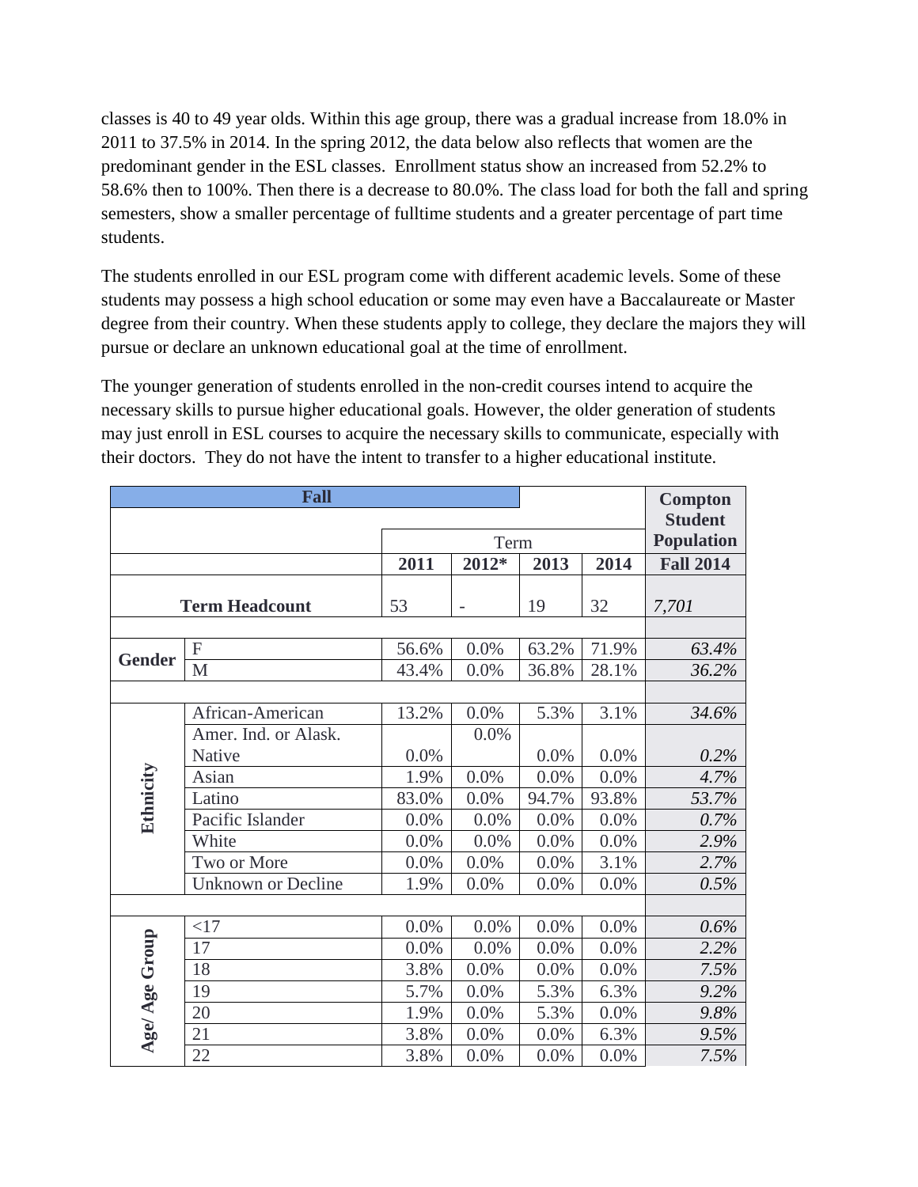classes is 40 to 49 year olds. Within this age group, there was a gradual increase from 18.0% in 2011 to 37.5% in 2014. In the spring 2012, the data below also reflects that women are the predominant gender in the ESL classes. Enrollment status show an increased from 52.2% to 58.6% then to 100%. Then there is a decrease to 80.0%. The class load for both the fall and spring semesters, show a smaller percentage of fulltime students and a greater percentage of part time students.

The students enrolled in our ESL program come with different academic levels. Some of these students may possess a high school education or some may even have a Baccalaureate or Master degree from their country. When these students apply to college, they declare the majors they will pursue or declare an unknown educational goal at the time of enrollment.

The younger generation of students enrolled in the non-credit courses intend to acquire the necessary skills to pursue higher educational goals. However, the older generation of students may just enroll in ESL courses to acquire the necessary skills to communicate, especially with their doctors. They do not have the intent to transfer to a higher educational institute.

| **Fall** | | | | | | **Compton Student Population** |
|---|---|---|---|---|---|---|
| | | Term | | | | |
| | | **2011** | **2012*** | **2013** | **2014** | **Fall 2014** |
| **Term Headcount** | | 53 | - | 19 | 32 | *7,701* |
| **Gender** | F | 56.6% | 0.0% | 63.2% | 71.9% | *63.4%* |
| | M | 43.4% | 0.0% | 36.8% | 28.1% | *36.2%* |
| **Ethnicity** | African-American | 13.2% | 0.0% | 5.3% | 3.1% | *34.6%* |
| | Amer. Ind. or Alask. Native | 0.0% | 0.0% | 0.0% | 0.0% | *0.2%* |
| | Asian | 1.9% | 0.0% | 0.0% | 0.0% | *4.7%* |
| | Latino | 83.0% | 0.0% | 94.7% | 93.8% | *53.7%* |
| | Pacific Islander | 0.0% | 0.0% | 0.0% | 0.0% | *0.7%* |
| | White | 0.0% | 0.0% | 0.0% | 0.0% | *2.9%* |
| | Two or More | 0.0% | 0.0% | 0.0% | 3.1% | *2.7%* |
| | Unknown or Decline | 1.9% | 0.0% | 0.0% | 0.0% | *0.5%* |
| **Age/ Age Group** | <17 | 0.0% | 0.0% | 0.0% | 0.0% | *0.6%* |
| | 17 | 0.0% | 0.0% | 0.0% | 0.0% | *2.2%* |
| | 18 | 3.8% | 0.0% | 0.0% | 0.0% | *7.5%* |
| | 19 | 5.7% | 0.0% | 5.3% | 6.3% | *9.2%* |
| | 20 | 1.9% | 0.0% | 5.3% | 0.0% | *9.8%* |
| | 21 | 3.8% | 0.0% | 0.0% | 6.3% | *9.5%* |
| | 22 | 3.8% | 0.0% | 0.0% | 0.0% | *7.5%* |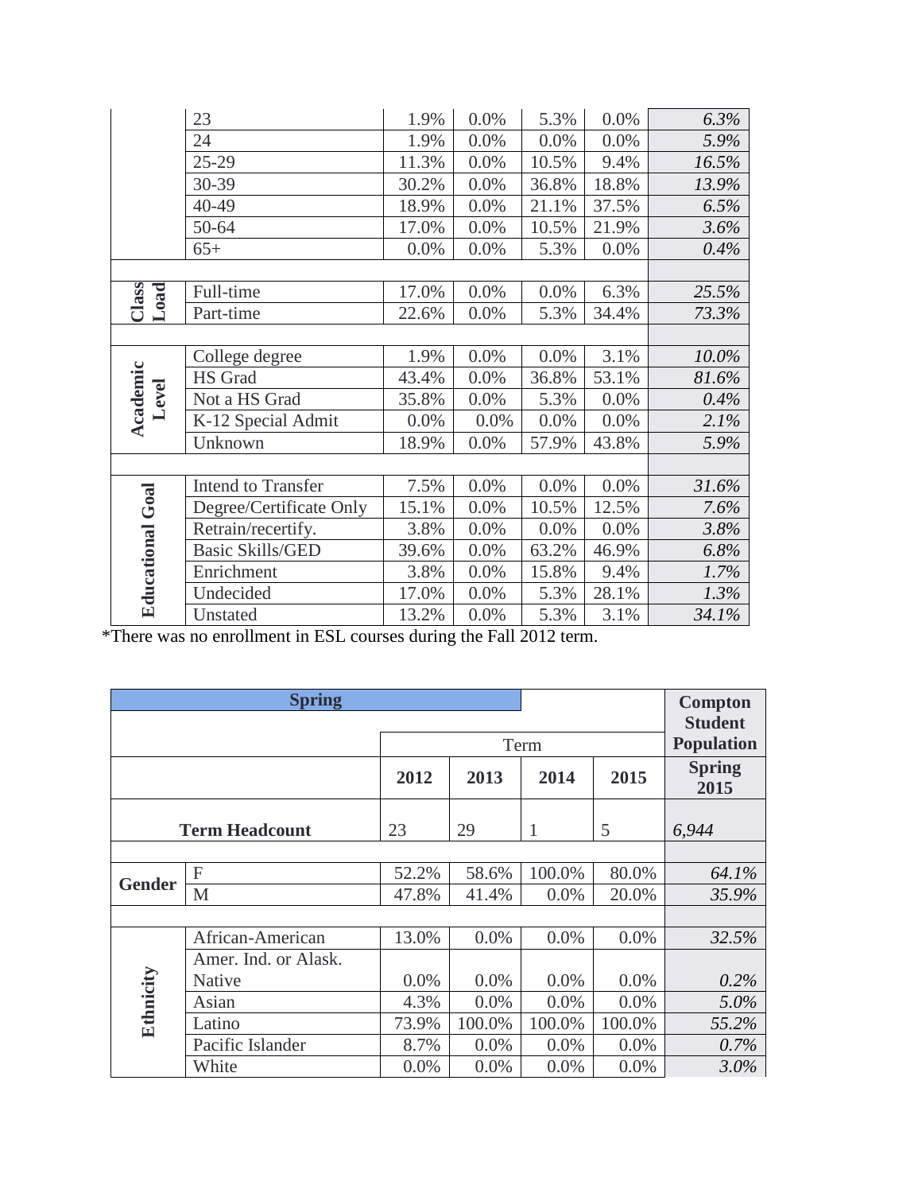| | | | | | | |
|---|---|---|---|---|---|---|
| | 23 | 1.9% | 0.0% | 5.3% | 0.0% | *6.3%* |
| | 24 | 1.9% | 0.0% | 0.0% | 0.0% | *5.9%* |
| | 25-29 | 11.3% | 0.0% | 10.5% | 9.4% | *16.5%* |
| | 30-39 | 30.2% | 0.0% | 36.8% | 18.8% | *13.9%* |
| | 40-49 | 18.9% | 0.0% | 21.1% | 37.5% | *6.5%* |
| | 50-64 | 17.0% | 0.0% | 10.5% | 21.9% | *3.6%* |
| | 65+ | 0.0% | 0.0% | 5.3% | 0.0% | *0.4%* |
| | | | | | | |
| **Class Load** | Full-time | 17.0% | 0.0% | 0.0% | 6.3% | *25.5%* |
| | Part-time | 22.6% | 0.0% | 5.3% | 34.4% | *73.3%* |
| | | | | | | |
| **Academic Level** | College degree | 1.9% | 0.0% | 0.0% | 3.1% | *10.0%* |
| | HS Grad | 43.4% | 0.0% | 36.8% | 53.1% | *81.6%* |
| | Not a HS Grad | 35.8% | 0.0% | 5.3% | 0.0% | *0.4%* |
| | K-12 Special Admit | 0.0% | 0.0% | 0.0% | 0.0% | *2.1%* |
| | Unknown | 18.9% | 0.0% | 57.9% | 43.8% | *5.9%* |
| | | | | | | |
| **Educational Goal** | Intend to Transfer | 7.5% | 0.0% | 0.0% | 0.0% | *31.6%* |
| | Degree/Certificate Only | 15.1% | 0.0% | 10.5% | 12.5% | *7.6%* |
| | Retrain/recertify. | 3.8% | 0.0% | 0.0% | 0.0% | *3.8%* |
| | Basic Skills/GED | 39.6% | 0.0% | 63.2% | 46.9% | *6.8%* |
| | Enrichment | 3.8% | 0.0% | 15.8% | 9.4% | *1.7%* |
| | Undecided | 17.0% | 0.0% | 5.3% | 28.1% | *1.3%* |
| | Unstated | 13.2% | 0.0% | 5.3% | 3.1% | *34.1%* |

*There was no enrollment in ESL courses during the Fall 2012 term.

| **Spring** | | | | | | **Compton Student Population** |
|---|---|---|---|---|---|---|
| | | Term | | | | |
| | | **2012** | **2013** | **2014** | **2015** | **Spring 2015** |
| **Term Headcount** | | 23 | 29 | 1 | 5 | *6,944* |
| | | | | | | |
| **Gender** | F | 52.2% | 58.6% | 100.0% | 80.0% | *64.1%* |
| | M | 47.8% | 41.4% | 0.0% | 20.0% | *35.9%* |
| | | | | | | |
| **Ethnicity** | African-American | 13.0% | 0.0% | 0.0% | 0.0% | *32.5%* |
| | Amer. Ind. or Alask. Native | 0.0% | 0.0% | 0.0% | 0.0% | *0.2%* |
| | Asian | 4.3% | 0.0% | 0.0% | 0.0% | *5.0%* |
| | Latino | 73.9% | 100.0% | 100.0% | 100.0% | *55.2%* |
| | Pacific Islander | 8.7% | 0.0% | 0.0% | 0.0% | *0.7%* |
| | White | 0.0% | 0.0% | 0.0% | 0.0% | *3.0%* |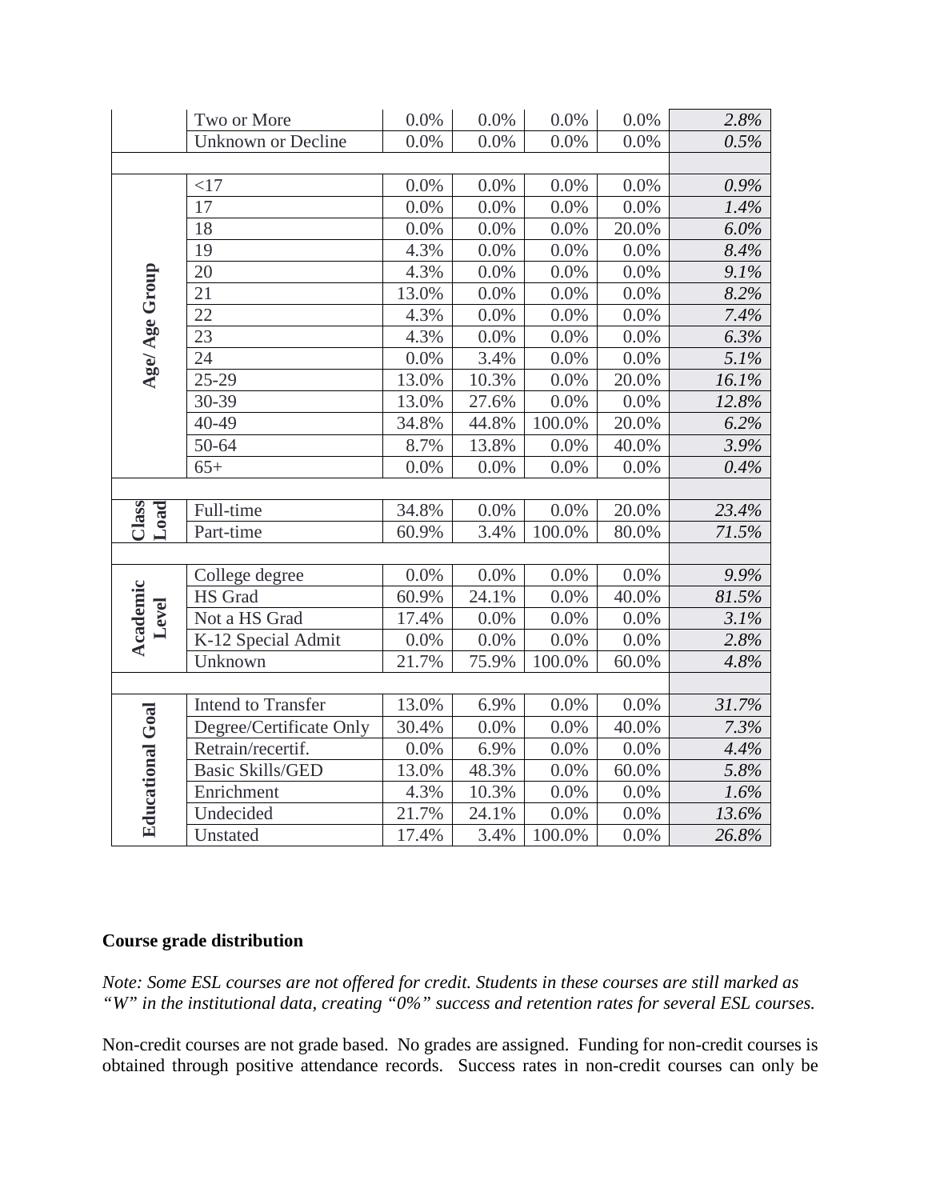| | | | | | | |
|---|---|---|---|---|---|---|
| | Two or More | 0.0% | 0.0% | 0.0% | 0.0% | *2.8%* |
| | Unknown or Decline | 0.0% | 0.0% | 0.0% | 0.0% | *0.5%* |
| | | | | | | |
| **Age/ Age Group** | <17 | 0.0% | 0.0% | 0.0% | 0.0% | *0.9%* |
| | 17 | 0.0% | 0.0% | 0.0% | 0.0% | *1.4%* |
| | 18 | 0.0% | 0.0% | 0.0% | 20.0% | *6.0%* |
| | 19 | 4.3% | 0.0% | 0.0% | 0.0% | *8.4%* |
| | 20 | 4.3% | 0.0% | 0.0% | 0.0% | *9.1%* |
| | 21 | 13.0% | 0.0% | 0.0% | 0.0% | *8.2%* |
| | 22 | 4.3% | 0.0% | 0.0% | 0.0% | *7.4%* |
| | 23 | 4.3% | 0.0% | 0.0% | 0.0% | *6.3%* |
| | 24 | 0.0% | 3.4% | 0.0% | 0.0% | *5.1%* |
| | 25-29 | 13.0% | 10.3% | 0.0% | 20.0% | *16.1%* |
| | 30-39 | 13.0% | 27.6% | 0.0% | 0.0% | *12.8%* |
| | 40-49 | 34.8% | 44.8% | 100.0% | 20.0% | *6.2%* |
| | 50-64 | 8.7% | 13.8% | 0.0% | 40.0% | *3.9%* |
| | 65+ | 0.0% | 0.0% | 0.0% | 0.0% | *0.4%* |
| | | | | | | |
| **Class Load** | Full-time | 34.8% | 0.0% | 0.0% | 20.0% | *23.4%* |
| | Part-time | 60.9% | 3.4% | 100.0% | 80.0% | *71.5%* |
| | | | | | | |
| **Academic Level** | College degree | 0.0% | 0.0% | 0.0% | 0.0% | *9.9%* |
| | HS Grad | 60.9% | 24.1% | 0.0% | 40.0% | *81.5%* |
| | Not a HS Grad | 17.4% | 0.0% | 0.0% | 0.0% | *3.1%* |
| | K-12 Special Admit | 0.0% | 0.0% | 0.0% | 0.0% | *2.8%* |
| | Unknown | 21.7% | 75.9% | 100.0% | 60.0% | *4.8%* |
| | | | | | | |
| **Educational Goal** | Intend to Transfer | 13.0% | 6.9% | 0.0% | 0.0% | *31.7%* |
| | Degree/Certificate Only | 30.4% | 0.0% | 0.0% | 40.0% | *7.3%* |
| | Retrain/recertif. | 0.0% | 6.9% | 0.0% | 0.0% | *4.4%* |
| | Basic Skills/GED | 13.0% | 48.3% | 0.0% | 60.0% | *5.8%* |
| | Enrichment | 4.3% | 10.3% | 0.0% | 0.0% | *1.6%* |
| | Undecided | 21.7% | 24.1% | 0.0% | 0.0% | *13.6%* |
| | Unstated | 17.4% | 3.4% | 100.0% | 0.0% | *26.8%* |

**Course grade distribution**

*Note: Some ESL courses are not offered for credit. Students in these courses are still marked as "W" in the institutional data, creating "0%" success and retention rates for several ESL courses.*

Non-credit courses are not grade based. No grades are assigned. Funding for non-credit courses is obtained through positive attendance records. Success rates in non-credit courses can only be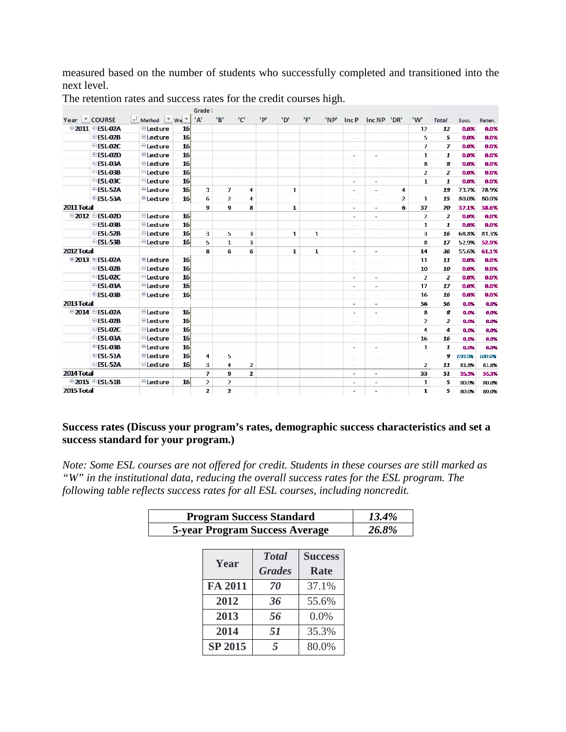measured based on the number of students who successfully completed and transitioned into the next level.

The retention rates and success rates for the credit courses high.

| Year | COURSE | Method | We | 'A' | 'B' | 'C' | 'P' | 'D' | 'F' | 'NP' | Inc P | Inc NP | 'DR' | 'W' | Total | Succ. | Reten. |
|---|---|---|---|---|---|---|---|---|---|---|---|---|---|---|---|---|---|
| 2011 | ESL-02A | Lecture | 16 | | | | | | | | - | - | | 12 | 12 | 0.0% | 0.0% |
| | ESL-02B | Lecture | 16 | | | | | | | | - | - | | 5 | 5 | 0.0% | 0.0% |
| | ESL-02C | Lecture | 16 | | | | | | | | - | - | | 7 | 7 | 0.0% | 0.0% |
| | ESL-02D | Lecture | 16 | | | | | | | | - | - | | 1 | 1 | 0.0% | 0.0% |
| | ESL-03A | Lecture | 16 | | | | | | | | - | - | | 8 | 8 | 0.0% | 0.0% |
| | ESL-03B | Lecture | 16 | | | | | | | | - | - | | 2 | 2 | 0.0% | 0.0% |
| | ESL-03C | Lecture | 16 | | | | | | | | - | - | | 1 | 1 | 0.0% | 0.0% |
| | ESL-52A | Lecture | 16 | 3 | 7 | 4 | | 1 | | | - | - | 4 | | 19 | 73.7% | 78.9% |
| | ESL-53A | Lecture | 16 | 6 | 2 | 4 | | | | | - | - | 2 | 1 | 15 | 80.0% | 80.0% |
| 2011 Total | | | | 9 | 9 | 8 | | 1 | | | - | - | 6 | 37 | 70 | 37.1% | 38.6% |
| 2012 | ESL-02D | Lecture | 16 | | | | | | | | - | - | | 2 | 2 | 0.0% | 0.0% |
| | ESL-03B | Lecture | 16 | | | | | | | | - | - | | 1 | 1 | 0.0% | 0.0% |
| | ESL-52B | Lecture | 16 | 3 | 5 | 3 | | 1 | 1 | | - | - | | 3 | 16 | 68.8% | 81.3% |
| | ESL-53B | Lecture | 16 | 5 | 1 | 3 | | | | | - | - | | 8 | 17 | 52.9% | 52.9% |
| 2012 Total | | | | 8 | 6 | 6 | | 1 | 1 | | - | - | | 14 | 36 | 55.6% | 61.1% |
| 2013 | ESL-02A | Lecture | 16 | | | | | | | | - | - | | 11 | 11 | 0.0% | 0.0% |
| | ESL-02B | Lecture | 16 | | | | | | | | - | - | | 10 | 10 | 0.0% | 0.0% |
| | ESL-02C | Lecture | 16 | | | | | | | | - | - | | 2 | 2 | 0.0% | 0.0% |
| | ESL-03A | Lecture | 16 | | | | | | | | - | - | | 17 | 17 | 0.0% | 0.0% |
| | ESL-03B | Lecture | 16 | | | | | | | | - | - | | 16 | 16 | 0.0% | 0.0% |
| 2013 Total | | | | | | | | | | | - | - | | 56 | 56 | 0.0% | 0.0% |
| 2014 | ESL-02A | Lecture | 16 | | | | | | | | - | - | | 8 | 8 | 0.0% | 0.0% |
| | ESL-02B | Lecture | 16 | | | | | | | | - | - | | 2 | 2 | 0.0% | 0.0% |
| | ESL-02C | Lecture | 16 | | | | | | | | - | - | | 4 | 4 | 0.0% | 0.0% |
| | ESL-03A | Lecture | 16 | | | | | | | | - | - | | 16 | 16 | 0.0% | 0.0% |
| | ESL-03B | Lecture | 16 | | | | | | | | - | - | | 1 | 1 | 0.0% | 0.0% |
| | ESL-51A | Lecture | 16 | 4 | 5 | | | | | | - | - | | | 9 | 100.0% | 100.0% |
| | ESL-52A | Lecture | 16 | 3 | 4 | 2 | | | | | - | - | | 2 | 11 | 81.8% | 81.8% |
| 2014 Total | | | | 7 | 9 | 2 | | | | | - | - | | 33 | 51 | 35.3% | 35.3% |
| 2015 | ESL-51B | Lecture | 16 | 2 | 2 | | | | | | - | - | | 1 | 5 | 80.0% | 80.0% |
| 2015 Total | | | | 2 | 2 | | | | | | - | - | | 1 | 5 | 80.0% | 80.0% |

**Success rates (Discuss your program's rates, demographic success characteristics and set a success standard for your program.)**

*Note: Some ESL courses are not offered for credit. Students in these courses are still marked as "W" in the institutional data, reducing the overall success rates for the ESL program. The following table reflects success rates for all ESL courses, including noncredit.*

| | |
|---|---|
| **Program Success Standard** | *13.4%* |
| **5-year Program Success Average** | *26.8%* |

| Year | *Total Grades* | Success Rate |
|---|---|---|
| FA 2011 | *70* | 37.1% |
| 2012 | *36* | 55.6% |
| 2013 | *56* | 0.0% |
| 2014 | *51* | 35.3% |
| SP 2015 | *5* | 80.0% |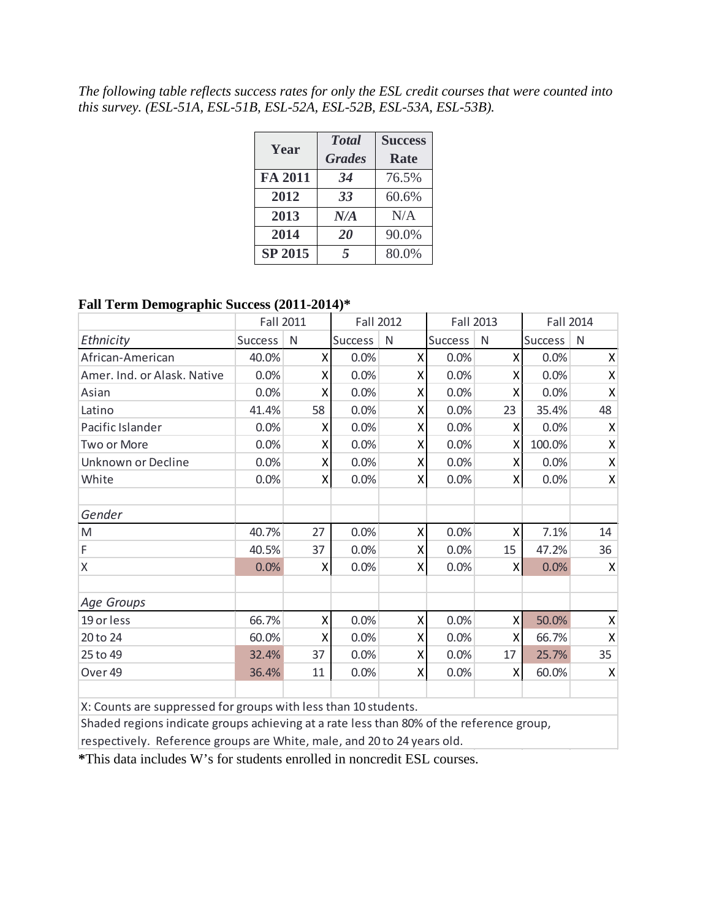*The following table reflects success rates for only the ESL credit courses that were counted into this survey. (ESL-51A, ESL-51B, ESL-52A, ESL-52B, ESL-53A, ESL-53B).*

| Year | *Total Grades* | Success Rate |
|---|---|---|
| **FA 2011** | ***34*** | 76.5% |
| **2012** | ***33*** | 60.6% |
| **2013** | ***N/A*** | N/A |
| **2014** | ***20*** | 90.0% |
| **SP 2015** | ***5*** | 80.0% |

**Fall Term Demographic Success (2011-2014)***

| | Fall 2011 | | Fall 2012 | | Fall 2013 | | Fall 2014 | |
|---|---|---|---|---|---|---|---|---|
| *Ethnicity* | Success | N | Success | N | Success | N | Success | N |
| African-American | 40.0% | X | 0.0% | X | 0.0% | X | 0.0% | X |
| Amer. Ind. or Alask. Native | 0.0% | X | 0.0% | X | 0.0% | X | 0.0% | X |
| Asian | 0.0% | X | 0.0% | X | 0.0% | X | 0.0% | X |
| Latino | 41.4% | 58 | 0.0% | X | 0.0% | 23 | 35.4% | 48 |
| Pacific Islander | 0.0% | X | 0.0% | X | 0.0% | X | 0.0% | X |
| Two or More | 0.0% | X | 0.0% | X | 0.0% | X | 100.0% | X |
| Unknown or Decline | 0.0% | X | 0.0% | X | 0.0% | X | 0.0% | X |
| White | 0.0% | X | 0.0% | X | 0.0% | X | 0.0% | X |
| | | | | | | | | |
| *Gender* | | | | | | | | |
| M | 40.7% | 27 | 0.0% | X | 0.0% | X | 7.1% | 14 |
| F | 40.5% | 37 | 0.0% | X | 0.0% | 15 | 47.2% | 36 |
| X | 0.0% | X | 0.0% | X | 0.0% | X | 0.0% | X |
| | | | | | | | | |
| *Age Groups* | | | | | | | | |
| 19 or less | 66.7% | X | 0.0% | X | 0.0% | X | 50.0% | X |
| 20 to 24 | 60.0% | X | 0.0% | X | 0.0% | X | 66.7% | X |
| 25 to 49 | 32.4% | 37 | 0.0% | X | 0.0% | 17 | 25.7% | 35 |
| Over 49 | 36.4% | 11 | 0.0% | X | 0.0% | X | 60.0% | X |

X: Counts are suppressed for groups with less than 10 students.

Shaded regions indicate groups achieving at a rate less than 80% of the reference group, respectively. Reference groups are White, male, and 20 to 24 years old.

***This data includes W's for students enrolled in noncredit ESL courses.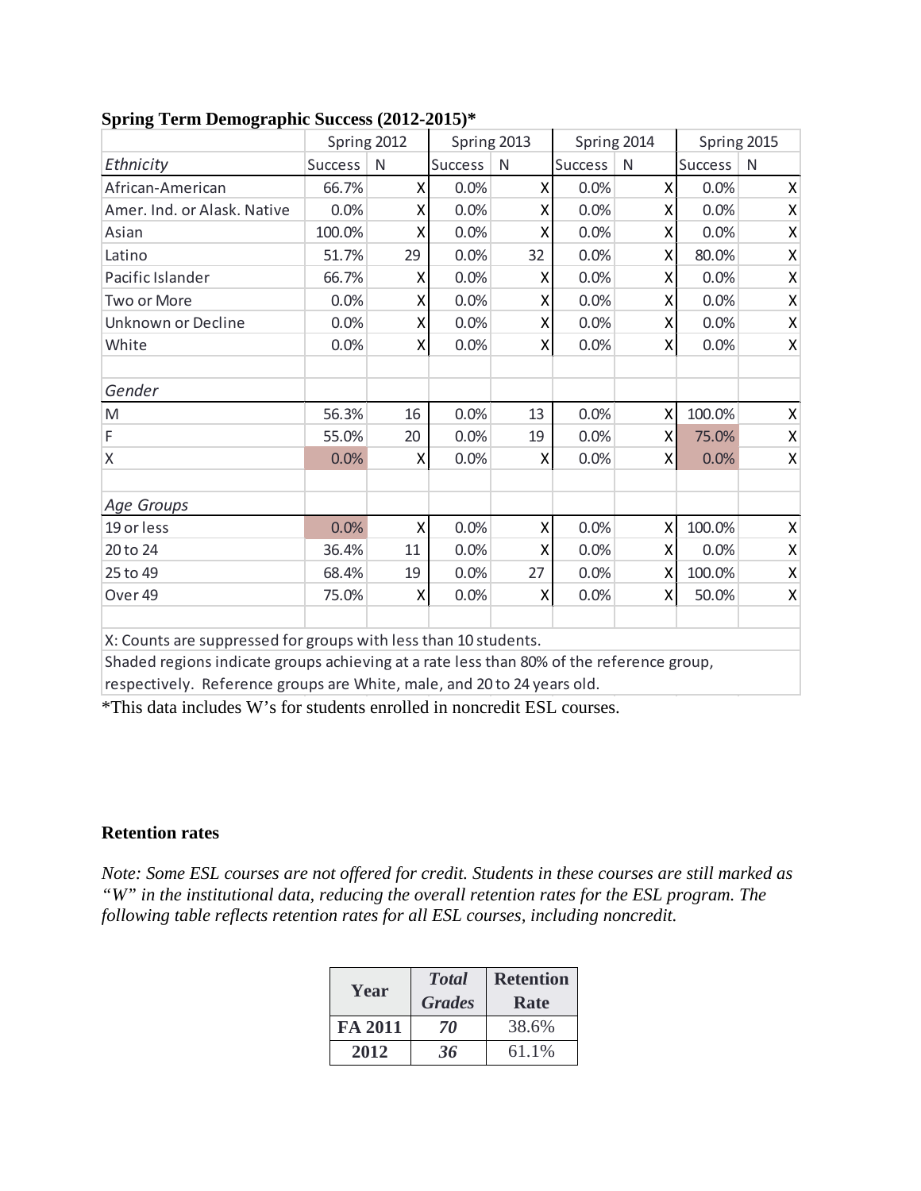**Spring Term Demographic Success (2012-2015)***

| | Spring 2012 | | Spring 2013 | | Spring 2014 | | Spring 2015 | |
|---|---|---|---|---|---|---|---|---|
| *Ethnicity* | Success | N | Success | N | Success | N | Success | N |
| African-American | 66.7% | X | 0.0% | X | 0.0% | X | 0.0% | X |
| Amer. Ind. or Alask. Native | 0.0% | X | 0.0% | X | 0.0% | X | 0.0% | X |
| Asian | 100.0% | X | 0.0% | X | 0.0% | X | 0.0% | X |
| Latino | 51.7% | 29 | 0.0% | 32 | 0.0% | X | 80.0% | X |
| Pacific Islander | 66.7% | X | 0.0% | X | 0.0% | X | 0.0% | X |
| Two or More | 0.0% | X | 0.0% | X | 0.0% | X | 0.0% | X |
| Unknown or Decline | 0.0% | X | 0.0% | X | 0.0% | X | 0.0% | X |
| White | 0.0% | X | 0.0% | X | 0.0% | X | 0.0% | X |
| | | | | | | | | |
| *Gender* | | | | | | | | |
| M | 56.3% | 16 | 0.0% | 13 | 0.0% | X | 100.0% | X |
| F | 55.0% | 20 | 0.0% | 19 | 0.0% | X | 75.0% | X |
| X | 0.0% | X | 0.0% | X | 0.0% | X | 0.0% | X |
| | | | | | | | | |
| *Age Groups* | | | | | | | | |
| 19 or less | 0.0% | X | 0.0% | X | 0.0% | X | 100.0% | X |
| 20 to 24 | 36.4% | 11 | 0.0% | X | 0.0% | X | 0.0% | X |
| 25 to 49 | 68.4% | 19 | 0.0% | 27 | 0.0% | X | 100.0% | X |
| Over 49 | 75.0% | X | 0.0% | X | 0.0% | X | 50.0% | X |

X: Counts are suppressed for groups with less than 10 students.

Shaded regions indicate groups achieving at a rate less than 80% of the reference group, respectively. Reference groups are White, male, and 20 to 24 years old.

*This data includes W's for students enrolled in noncredit ESL courses.

**Retention rates**

*Note: Some ESL courses are not offered for credit. Students in these courses are still marked as "W" in the institutional data, reducing the overall retention rates for the ESL program. The following table reflects retention rates for all ESL courses, including noncredit.*

| Year | *Total Grades* | Retention Rate |
|---|---|---|
| **FA 2011** | *70* | 38.6% |
| **2012** | *36* | 61.1% |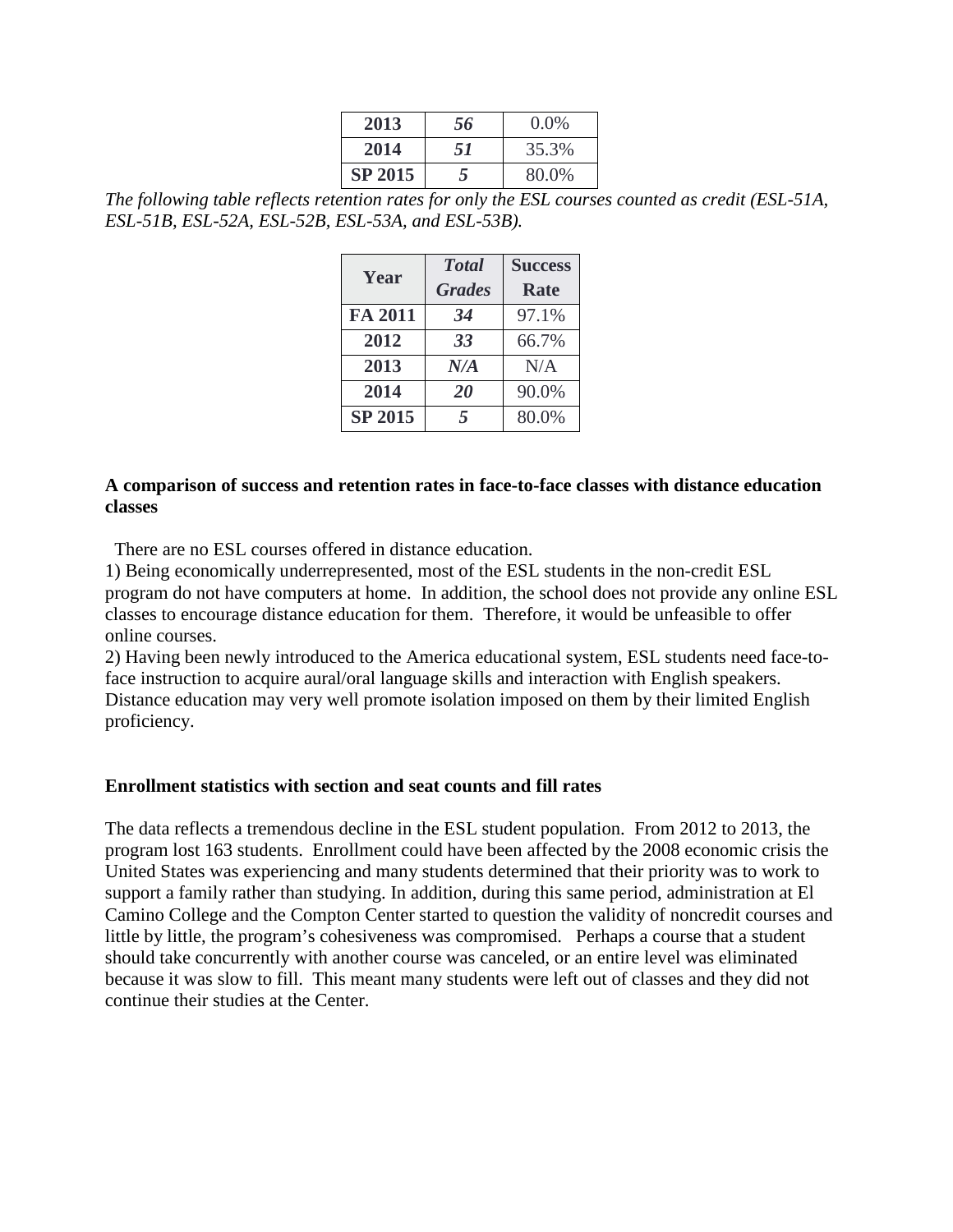| | | |
|---|---|---|
| **2013** | ***56*** | 0.0% |
| **2014** | ***51*** | 35.3% |
| **SP 2015** | ***5*** | 80.0% |

*The following table reflects retention rates for only the ESL courses counted as credit (ESL-51A, ESL-51B, ESL-52A, ESL-52B, ESL-53A, and ESL-53B).*

| Year | *Total Grades* | Success Rate |
|---|---|---|
| **FA 2011** | ***34*** | 97.1% |
| **2012** | ***33*** | 66.7% |
| **2013** | ***N/A*** | N/A |
| **2014** | ***20*** | 90.0% |
| **SP 2015** | ***5*** | 80.0% |

**A comparison of success and retention rates in face-to-face classes with distance education classes**

There are no ESL courses offered in distance education.

1) Being economically underrepresented, most of the ESL students in the non-credit ESL program do not have computers at home. In addition, the school does not provide any online ESL classes to encourage distance education for them. Therefore, it would be unfeasible to offer online courses.

2) Having been newly introduced to the America educational system, ESL students need face-to-face instruction to acquire aural/oral language skills and interaction with English speakers. Distance education may very well promote isolation imposed on them by their limited English proficiency.

**Enrollment statistics with section and seat counts and fill rates**

The data reflects a tremendous decline in the ESL student population. From 2012 to 2013, the program lost 163 students. Enrollment could have been affected by the 2008 economic crisis the United States was experiencing and many students determined that their priority was to work to support a family rather than studying. In addition, during this same period, administration at El Camino College and the Compton Center started to question the validity of noncredit courses and little by little, the program's cohesiveness was compromised. Perhaps a course that a student should take concurrently with another course was canceled, or an entire level was eliminated because it was slow to fill. This meant many students were left out of classes and they did not continue their studies at the Center.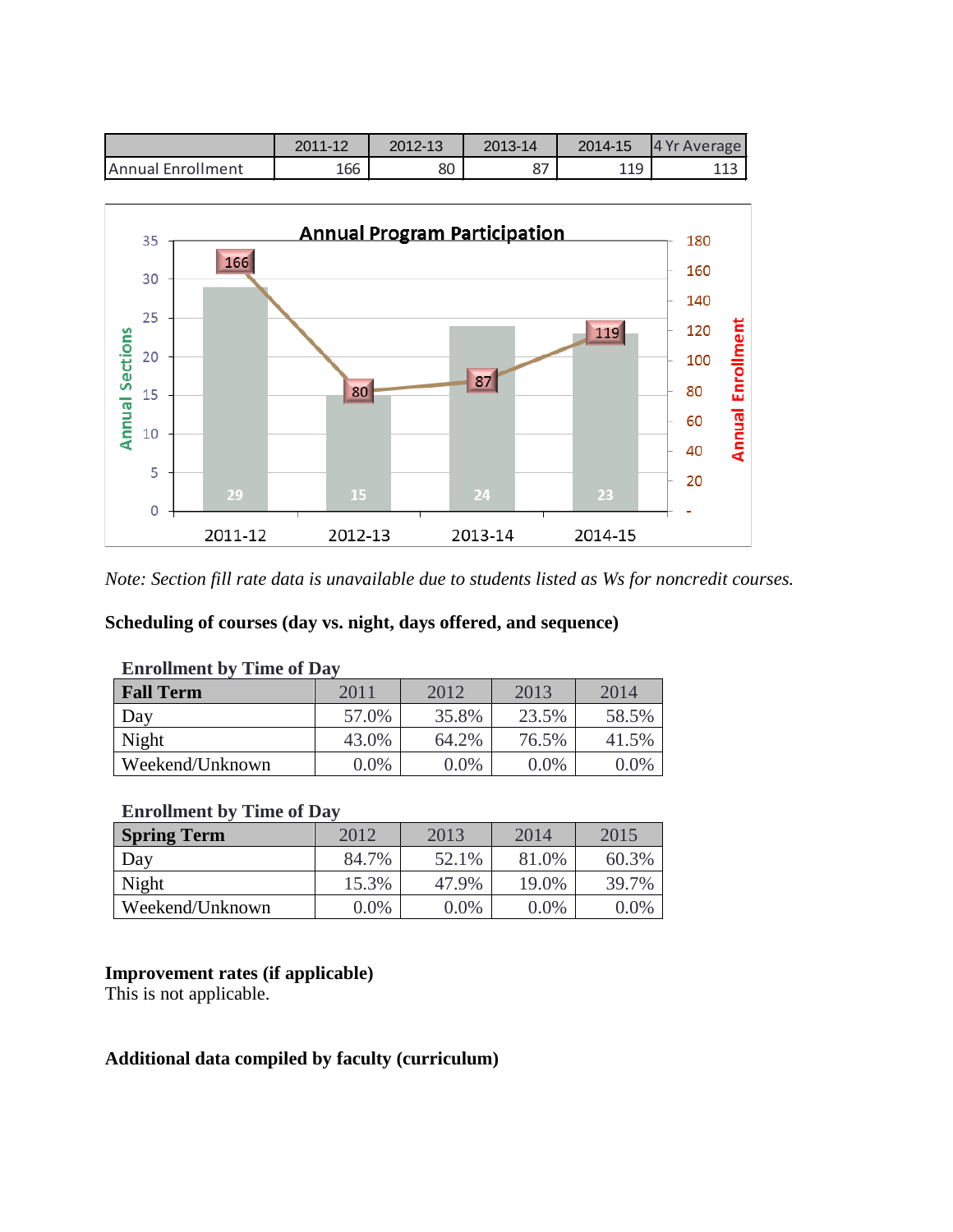| | 2011-12 | 2012-13 | 2013-14 | 2014-15 | 4 Yr Average |
|---|---|---|---|---|---|
| Annual Enrollment | 166 | 80 | 87 | 119 | 113 |

Annual Program Participation

Annual Sections

Annual Enrollment

35
30
25
20
15
10
5
0

180
160
140
120
100
80
60
40
20
-

166
80
87
119

29
15
24
23

2011-12
2012-13
2013-14
2014-15

*Note: Section fill rate data is unavailable due to students listed as Ws for noncredit courses.*

**Scheduling of courses (day vs. night, days offered, and sequence)**

**Enrollment by Time of Day**

| Fall Term | 2011 | 2012 | 2013 | 2014 |
|---|---|---|---|---|
| Day | 57.0% | 35.8% | 23.5% | 58.5% |
| Night | 43.0% | 64.2% | 76.5% | 41.5% |
| Weekend/Unknown | 0.0% | 0.0% | 0.0% | 0.0% |

**Enrollment by Time of Day**

| Spring Term | 2012 | 2013 | 2014 | 2015 |
|---|---|---|---|---|
| Day | 84.7% | 52.1% | 81.0% | 60.3% |
| Night | 15.3% | 47.9% | 19.0% | 39.7% |
| Weekend/Unknown | 0.0% | 0.0% | 0.0% | 0.0% |

**Improvement rates (if applicable)**
This is not applicable.

**Additional data compiled by faculty (curriculum)**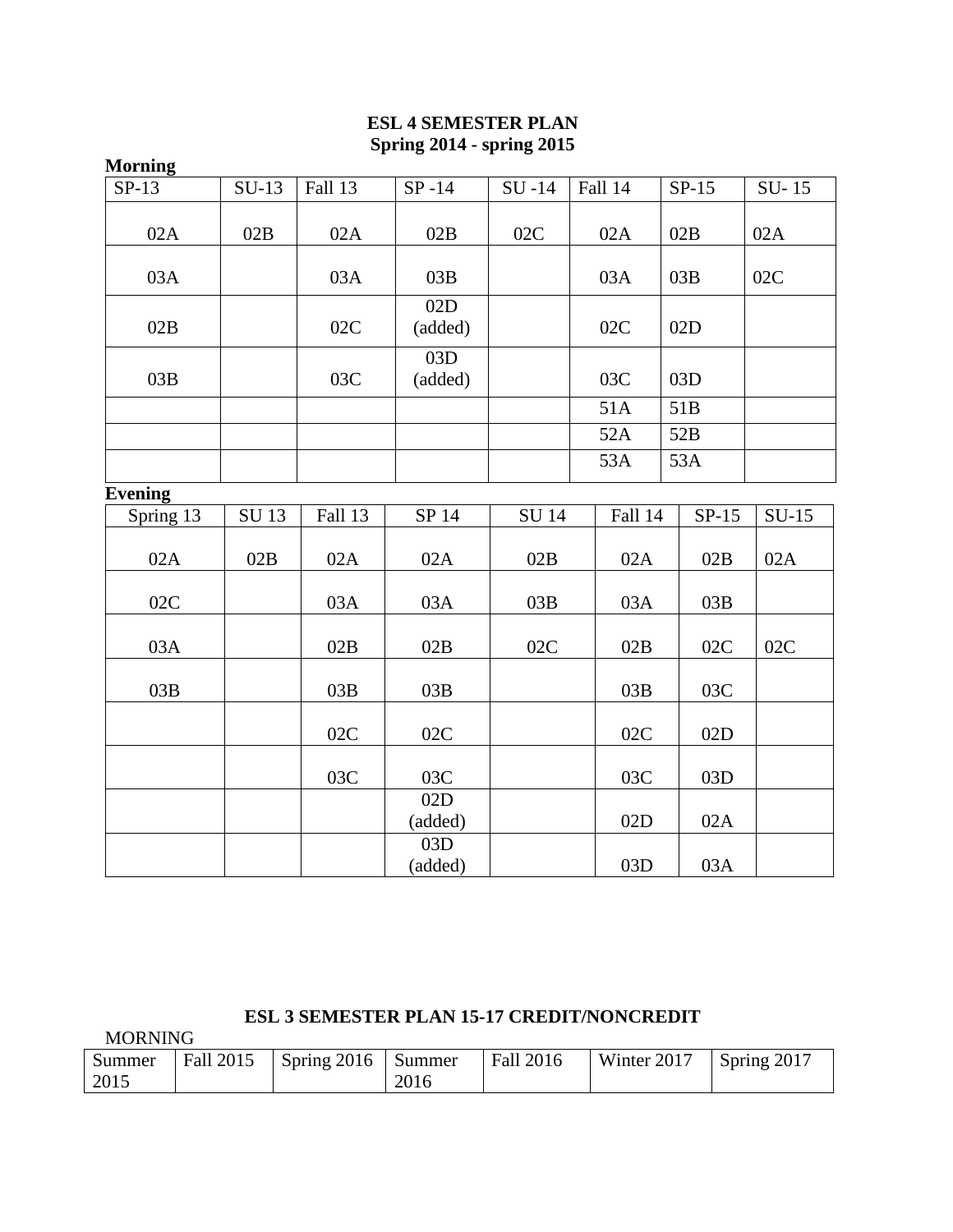**ESL 4 SEMESTER PLAN**
**Spring 2014 - spring 2015**

**Morning**

| SP-13 | SU-13 | Fall 13 | SP -14 | SU -14 | Fall 14 | SP-15 | SU- 15 |
|---|---|---|---|---|---|---|---|
| 02A | 02B | 02A | 02B | 02C | 02A | 02B | 02A |
| 03A | | 03A | 03B | | 03A | 03B | 02C |
| 02B | | 02C | 02D (added) | | 02C | 02D | |
| 03B | | 03C | 03D (added) | | 03C | 03D | |
| | | | | | 51A | 51B | |
| | | | | | 52A | 52B | |
| | | | | | 53A | 53A | |

**Evening**

| Spring 13 | SU 13 | Fall 13 | SP 14 | SU 14 | Fall 14 | SP-15 | SU-15 |
|---|---|---|---|---|---|---|---|
| 02A | 02B | 02A | 02A | 02B | 02A | 02B | 02A |
| 02C | | 03A | 03A | 03B | 03A | 03B | |
| 03A | | 02B | 02B | 02C | 02B | 02C | 02C |
| 03B | | 03B | 03B | | 03B | 03C | |
| | | 02C | 02C | | 02C | 02D | |
| | | 03C | 03C | | 03C | 03D | |
| | | | 02D (added) | | 02D | 02A | |
| | | | 03D (added) | | 03D | 03A | |

**ESL 3 SEMESTER PLAN 15-17 CREDIT/NONCREDIT**

MORNING

| Summer 2015 | Fall 2015 | Spring 2016 | Summer 2016 | Fall 2016 | Winter 2017 | Spring 2017 |
|---|---|---|---|---|---|---|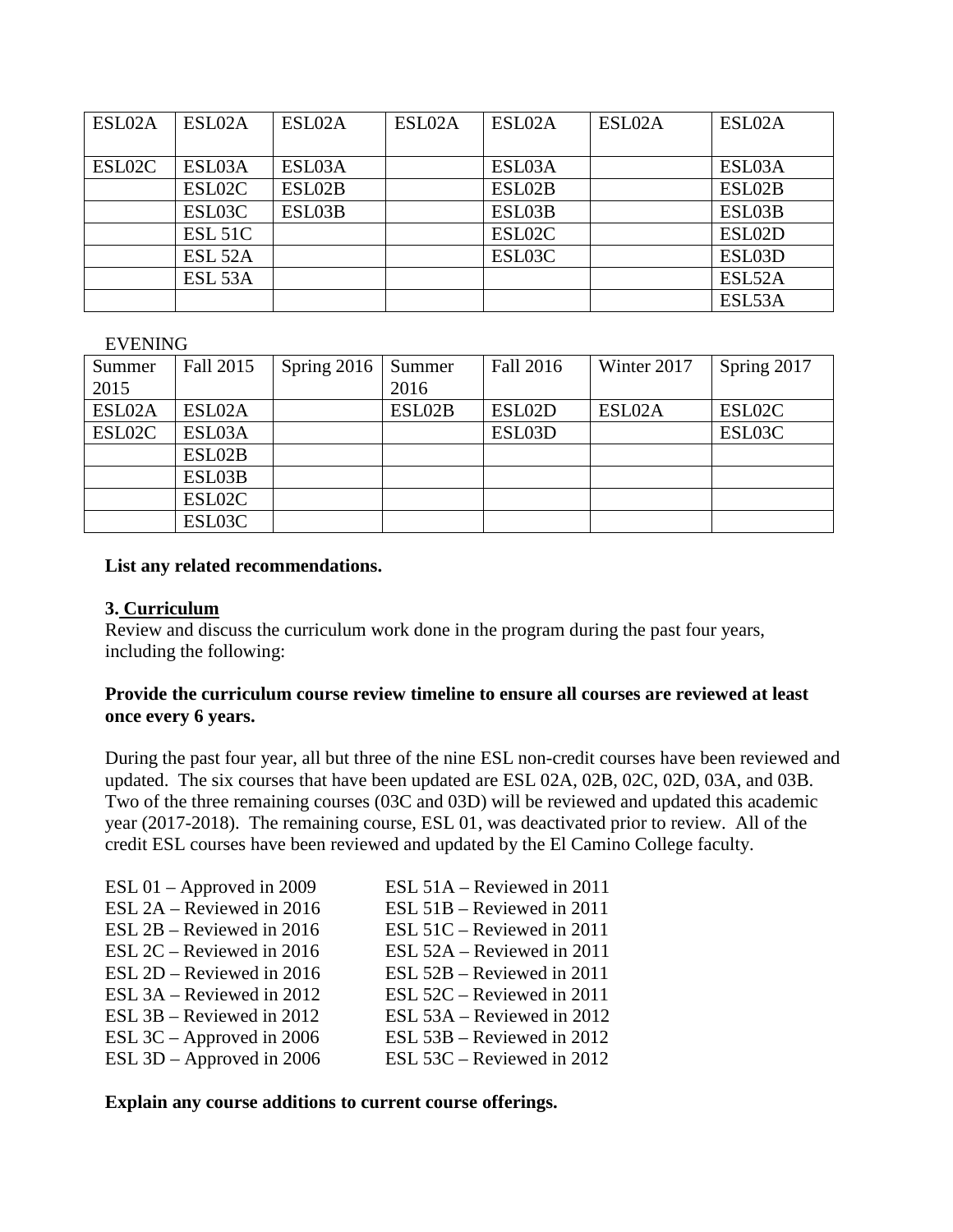| | | | | | | |
|---|---|---|---|---|---|---|
| ESL02A | ESL02A | ESL02A | ESL02A | ESL02A | ESL02A | ESL02A |
| ESL02C | ESL03A | ESL03A | | ESL03A | | ESL03A |
| | ESL02C | ESL02B | | ESL02B | | ESL02B |
| | ESL03C | ESL03B | | ESL03B | | ESL03B |
| | ESL 51C | | | ESL02C | | ESL02D |
| | ESL 52A | | | ESL03C | | ESL03D |
| | ESL 53A | | | | | ESL52A |
| | | | | | | ESL53A |

EVENING

| Summer 2015 | Fall 2015 | Spring 2016 | Summer 2016 | Fall 2016 | Winter 2017 | Spring 2017 |
|---|---|---|---|---|---|---|
| ESL02A | ESL02A | | ESL02B | ESL02D | ESL02A | ESL02C |
| ESL02C | ESL03A | | | ESL03D | | ESL03C |
| | ESL02B | | | | | |
| | ESL03B | | | | | |
| | ESL02C | | | | | |
| | ESL03C | | | | | |

**List any related recommendations.**

**3. Curriculum**

Review and discuss the curriculum work done in the program during the past four years, including the following:

**Provide the curriculum course review timeline to ensure all courses are reviewed at least once every 6 years.**

During the past four year, all but three of the nine ESL non-credit courses have been reviewed and updated. The six courses that have been updated are ESL 02A, 02B, 02C, 02D, 03A, and 03B. Two of the three remaining courses (03C and 03D) will be reviewed and updated this academic year (2017-2018). The remaining course, ESL 01, was deactivated prior to review. All of the credit ESL courses have been reviewed and updated by the El Camino College faculty.

ESL 01 – Approved in 2009
ESL 2A – Reviewed in 2016
ESL 2B – Reviewed in 2016
ESL 2C – Reviewed in 2016
ESL 2D – Reviewed in 2016
ESL 3A – Reviewed in 2012
ESL 3B – Reviewed in 2012
ESL 3C – Approved in 2006
ESL 3D – Approved in 2006

ESL 51A – Reviewed in 2011
ESL 51B – Reviewed in 2011
ESL 51C – Reviewed in 2011
ESL 52A – Reviewed in 2011
ESL 52B – Reviewed in 2011
ESL 52C – Reviewed in 2011
ESL 53A – Reviewed in 2012
ESL 53B – Reviewed in 2012
ESL 53C – Reviewed in 2012

**Explain any course additions to current course offerings.**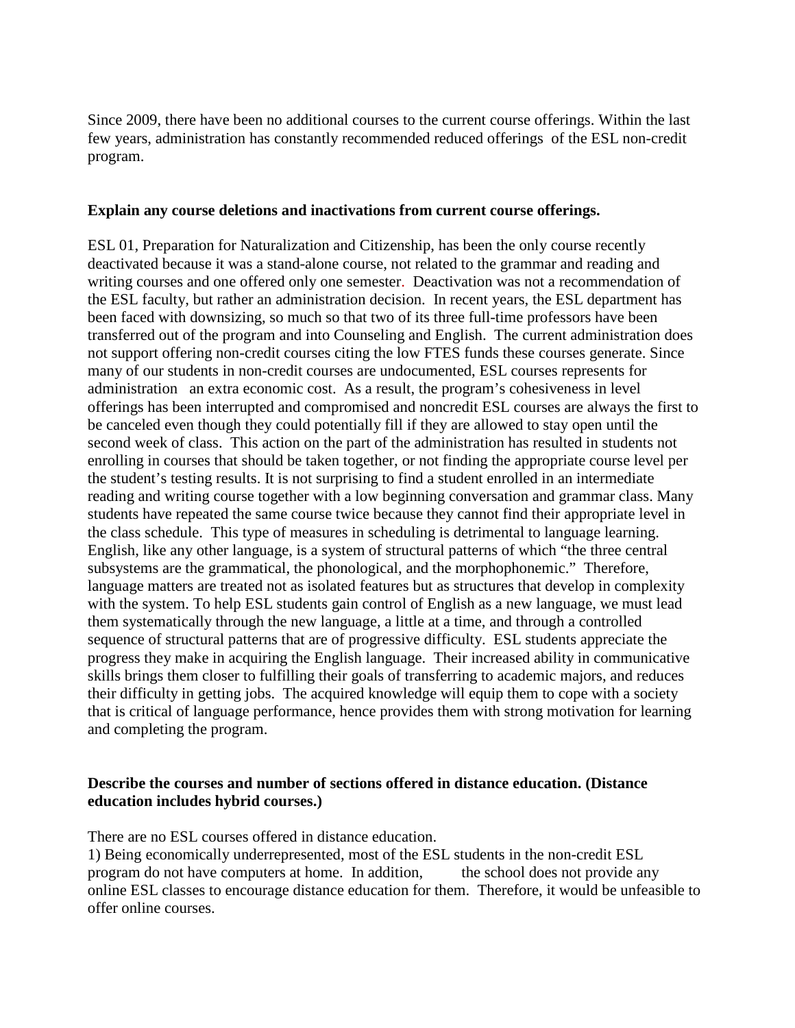Since 2009, there have been no additional courses to the current course offerings. Within the last few years, administration has constantly recommended reduced offerings of the ESL non-credit program.

**Explain any course deletions and inactivations from current course offerings.**

ESL 01, Preparation for Naturalization and Citizenship, has been the only course recently deactivated because it was a stand-alone course, not related to the grammar and reading and writing courses and one offered only one semester. Deactivation was not a recommendation of the ESL faculty, but rather an administration decision. In recent years, the ESL department has been faced with downsizing, so much so that two of its three full-time professors have been transferred out of the program and into Counseling and English. The current administration does not support offering non-credit courses citing the low FTES funds these courses generate. Since many of our students in non-credit courses are undocumented, ESL courses represents for administration an extra economic cost. As a result, the program's cohesiveness in level offerings has been interrupted and compromised and noncredit ESL courses are always the first to be canceled even though they could potentially fill if they are allowed to stay open until the second week of class. This action on the part of the administration has resulted in students not enrolling in courses that should be taken together, or not finding the appropriate course level per the student's testing results. It is not surprising to find a student enrolled in an intermediate reading and writing course together with a low beginning conversation and grammar class. Many students have repeated the same course twice because they cannot find their appropriate level in the class schedule. This type of measures in scheduling is detrimental to language learning. English, like any other language, is a system of structural patterns of which "the three central subsystems are the grammatical, the phonological, and the morphophonemic." Therefore, language matters are treated not as isolated features but as structures that develop in complexity with the system. To help ESL students gain control of English as a new language, we must lead them systematically through the new language, a little at a time, and through a controlled sequence of structural patterns that are of progressive difficulty. ESL students appreciate the progress they make in acquiring the English language. Their increased ability in communicative skills brings them closer to fulfilling their goals of transferring to academic majors, and reduces their difficulty in getting jobs. The acquired knowledge will equip them to cope with a society that is critical of language performance, hence provides them with strong motivation for learning and completing the program.

**Describe the courses and number of sections offered in distance education. (Distance education includes hybrid courses.)**

There are no ESL courses offered in distance education.

1) Being economically underrepresented, most of the ESL students in the non-credit ESL program do not have computers at home. In addition, the school does not provide any online ESL classes to encourage distance education for them. Therefore, it would be unfeasible to offer online courses.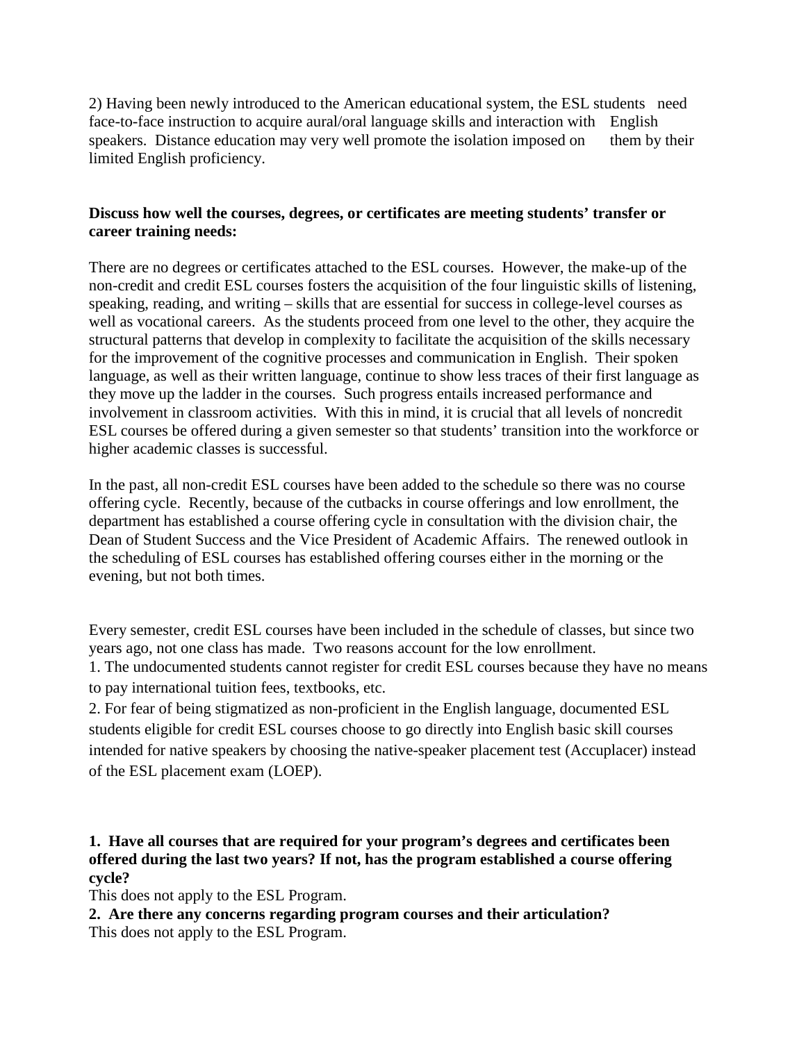2) Having been newly introduced to the American educational system, the ESL students need face-to-face instruction to acquire aural/oral language skills and interaction with English speakers. Distance education may very well promote the isolation imposed on them by their limited English proficiency.

**Discuss how well the courses, degrees, or certificates are meeting students' transfer or career training needs:**

There are no degrees or certificates attached to the ESL courses. However, the make-up of the non-credit and credit ESL courses fosters the acquisition of the four linguistic skills of listening, speaking, reading, and writing – skills that are essential for success in college-level courses as well as vocational careers. As the students proceed from one level to the other, they acquire the structural patterns that develop in complexity to facilitate the acquisition of the skills necessary for the improvement of the cognitive processes and communication in English. Their spoken language, as well as their written language, continue to show less traces of their first language as they move up the ladder in the courses. Such progress entails increased performance and involvement in classroom activities. With this in mind, it is crucial that all levels of noncredit ESL courses be offered during a given semester so that students' transition into the workforce or higher academic classes is successful.

In the past, all non-credit ESL courses have been added to the schedule so there was no course offering cycle. Recently, because of the cutbacks in course offerings and low enrollment, the department has established a course offering cycle in consultation with the division chair, the Dean of Student Success and the Vice President of Academic Affairs. The renewed outlook in the scheduling of ESL courses has established offering courses either in the morning or the evening, but not both times.

Every semester, credit ESL courses have been included in the schedule of classes, but since two years ago, not one class has made. Two reasons account for the low enrollment.

1. The undocumented students cannot register for credit ESL courses because they have no means to pay international tuition fees, textbooks, etc.
2. For fear of being stigmatized as non-proficient in the English language, documented ESL students eligible for credit ESL courses choose to go directly into English basic skill courses intended for native speakers by choosing the native-speaker placement test (Accuplacer) instead of the ESL placement exam (LOEP).

**1. Have all courses that are required for your program's degrees and certificates been offered during the last two years? If not, has the program established a course offering cycle?**

This does not apply to the ESL Program.

**2. Are there any concerns regarding program courses and their articulation?**

This does not apply to the ESL Program.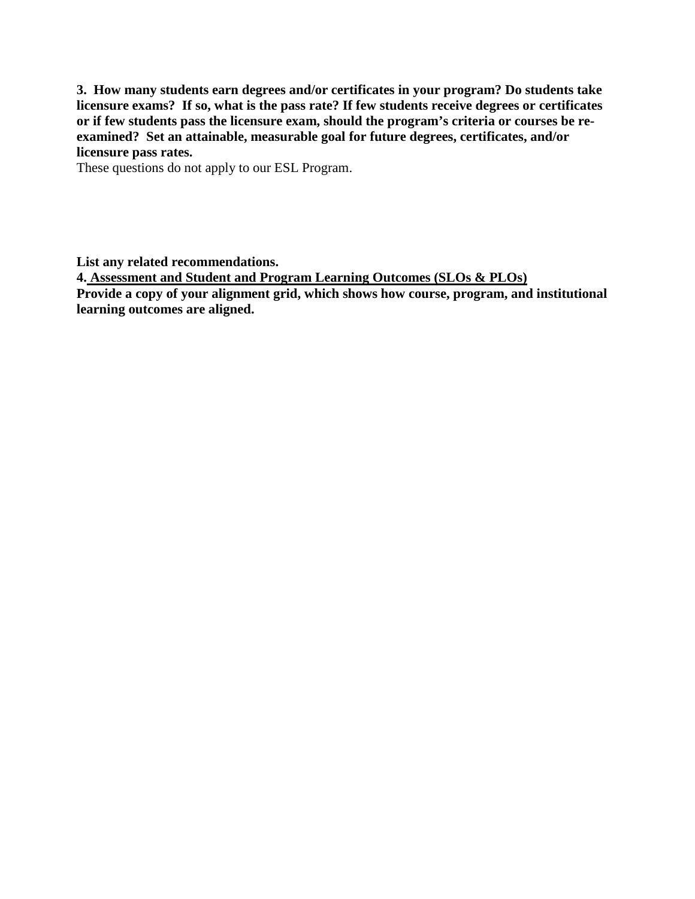**3. How many students earn degrees and/or certificates in your program? Do students take licensure exams? If so, what is the pass rate? If few students receive degrees or certificates or if few students pass the licensure exam, should the program's criteria or courses be re-examined? Set an attainable, measurable goal for future degrees, certificates, and/or licensure pass rates.**

These questions do not apply to our ESL Program.

**List any related recommendations.**

**4. <u>Assessment and Student and Program Learning Outcomes (SLOs & PLOs)</u>**

**Provide a copy of your alignment grid, which shows how course, program, and institutional learning outcomes are aligned.**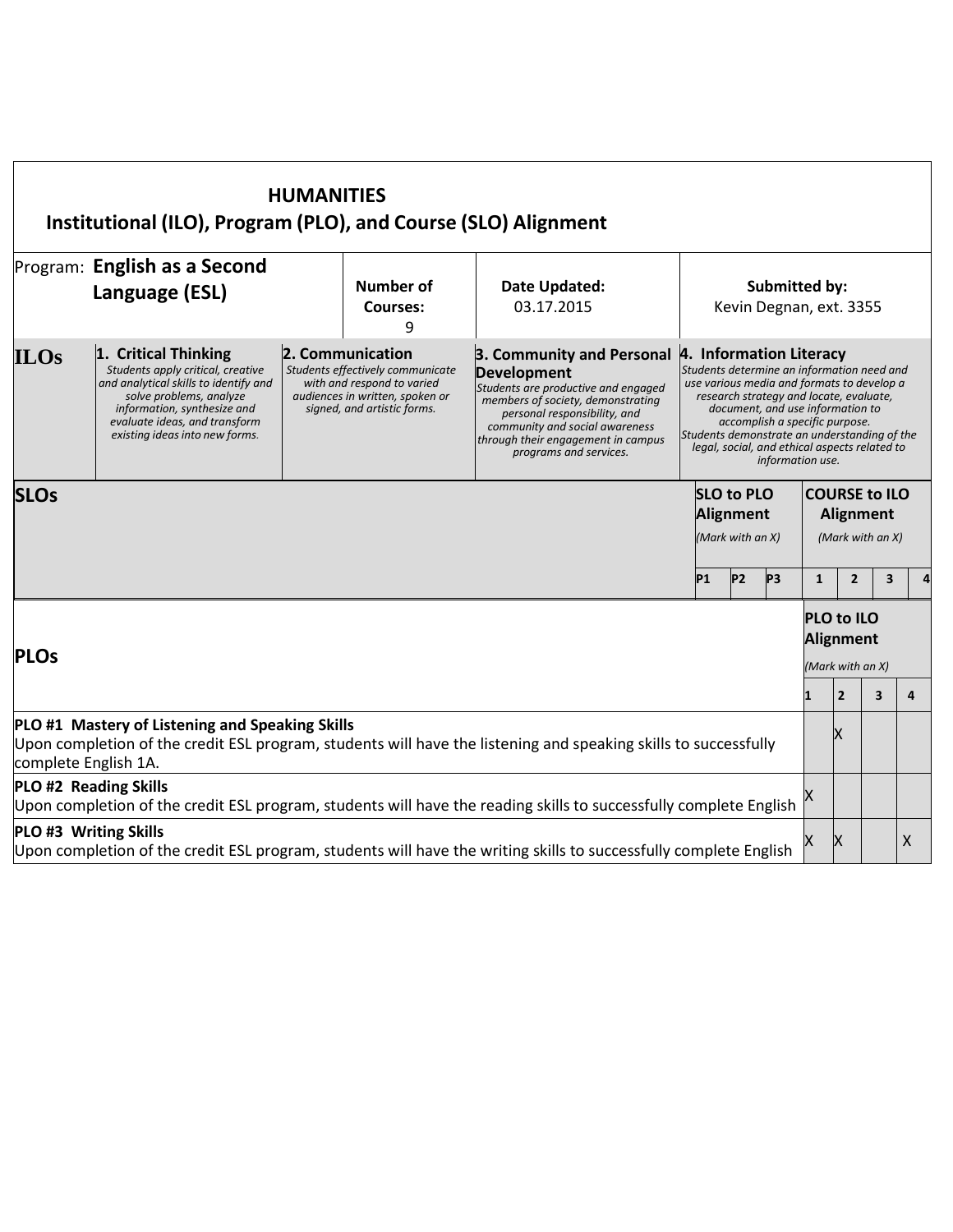# HUMANITIES

## Institutional (ILO), Program (PLO), and Course (SLO) Alignment

| Program: **English as a Second Language (ESL)** | **Number of Courses:** 9 | **Date Updated:** 03.17.2015 | **Submitted by:** Kevin Degnan, ext. 3355 |
|---|---|---|---|

| **ILOs** | **1. Critical Thinking** *Students apply critical, creative and analytical skills to identify and solve problems, analyze information, synthesize and evaluate ideas, and transform existing ideas into new forms.* | **2. Communication** *Students effectively communicate with and respond to varied audiences in written, spoken or signed, and artistic forms.* | **3. Community and Personal Development** *Students are productive and engaged members of society, demonstrating personal responsibility, and community and social awareness through their engagement in campus programs and services.* | **4. Information Literacy** *Students determine an information need and use various media and formats to develop a research strategy and locate, evaluate, document, and use information to accomplish a specific purpose. Students demonstrate an understanding of the legal, social, and ethical aspects related to information use.* |
|---|---|---|---|---|

| **SLOs** | **SLO to PLO Alignment** *(Mark with an X)* | | | **COURSE to ILO Alignment** *(Mark with an X)* | | | |
|---|---|---|---|---|---|---|---|
| | **P1** | **P2** | **P3** | **1** | **2** | **3** | **4** |

| **PLOs** | **PLO to ILO Alignment** *(Mark with an X)* | | | |
|---|---|---|---|---|
| | **1** | **2** | **3** | **4** |
| **PLO #1 Mastery of Listening and Speaking Skills** Upon completion of the credit ESL program, students will have the listening and speaking skills to successfully complete English 1A. | | X | | |
| **PLO #2 Reading Skills** Upon completion of the credit ESL program, students will have the reading skills to successfully complete English | X | | | |
| **PLO #3 Writing Skills** Upon completion of the credit ESL program, students will have the writing skills to successfully complete English | X | X | | X |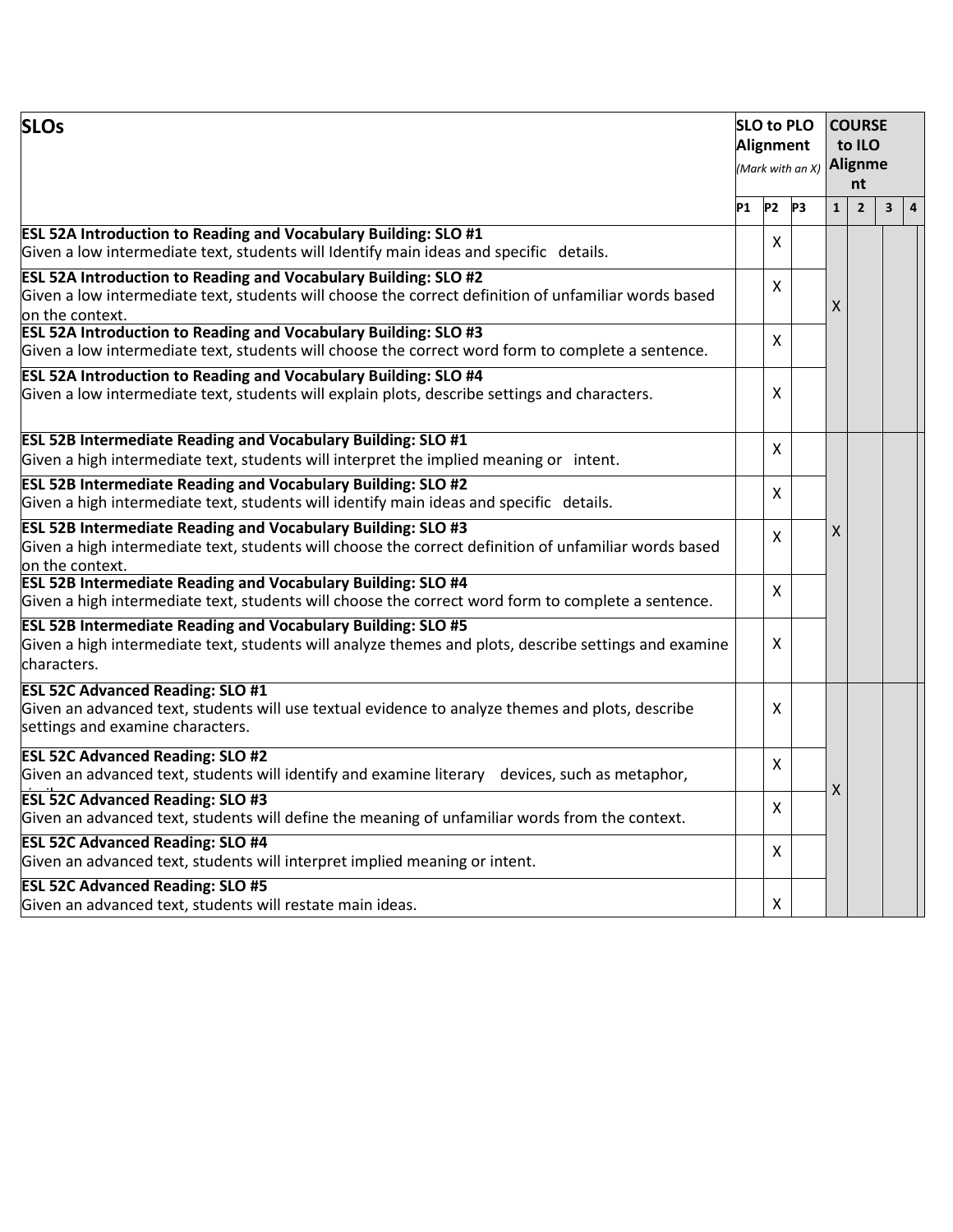| SLOs | SLO to PLO Alignment (Mark with an X) | | | COURSE to ILO Alignment | | | |
|---|---|---|---|---|---|---|---|
| | P1 | P2 | P3 | 1 | 2 | 3 | 4 |
| **ESL 52A Introduction to Reading and Vocabulary Building: SLO #1** Given a low intermediate text, students will Identify main ideas and specific details. | | X | | X | | | |
| **ESL 52A Introduction to Reading and Vocabulary Building: SLO #2** Given a low intermediate text, students will choose the correct definition of unfamiliar words based on the context. | | X | | | | | |
| **ESL 52A Introduction to Reading and Vocabulary Building: SLO #3** Given a low intermediate text, students will choose the correct word form to complete a sentence. | | X | | | | | |
| **ESL 52A Introduction to Reading and Vocabulary Building: SLO #4** Given a low intermediate text, students will explain plots, describe settings and characters. | | X | | | | | |
| **ESL 52B Intermediate Reading and Vocabulary Building: SLO #1** Given a high intermediate text, students will interpret the implied meaning or intent. | | X | | X | | | |
| **ESL 52B Intermediate Reading and Vocabulary Building: SLO #2** Given a high intermediate text, students will identify main ideas and specific details. | | X | | | | | |
| **ESL 52B Intermediate Reading and Vocabulary Building: SLO #3** Given a high intermediate text, students will choose the correct definition of unfamiliar words based on the context. | | X | | | | | |
| **ESL 52B Intermediate Reading and Vocabulary Building: SLO #4** Given a high intermediate text, students will choose the correct word form to complete a sentence. | | X | | | | | |
| **ESL 52B Intermediate Reading and Vocabulary Building: SLO #5** Given a high intermediate text, students will analyze themes and plots, describe settings and examine characters. | | X | | | | | |
| **ESL 52C Advanced Reading: SLO #1** Given an advanced text, students will use textual evidence to analyze themes and plots, describe settings and examine characters. | | X | | X | | | |
| **ESL 52C Advanced Reading: SLO #2** Given an advanced text, students will identify and examine literary devices, such as metaphor, simile | | X | | | | | |
| **ESL 52C Advanced Reading: SLO #3** Given an advanced text, students will define the meaning of unfamiliar words from the context. | | X | | | | | |
| **ESL 52C Advanced Reading: SLO #4** Given an advanced text, students will interpret implied meaning or intent. | | X | | | | | |
| **ESL 52C Advanced Reading: SLO #5** Given an advanced text, students will restate main ideas. | | X | | | | | |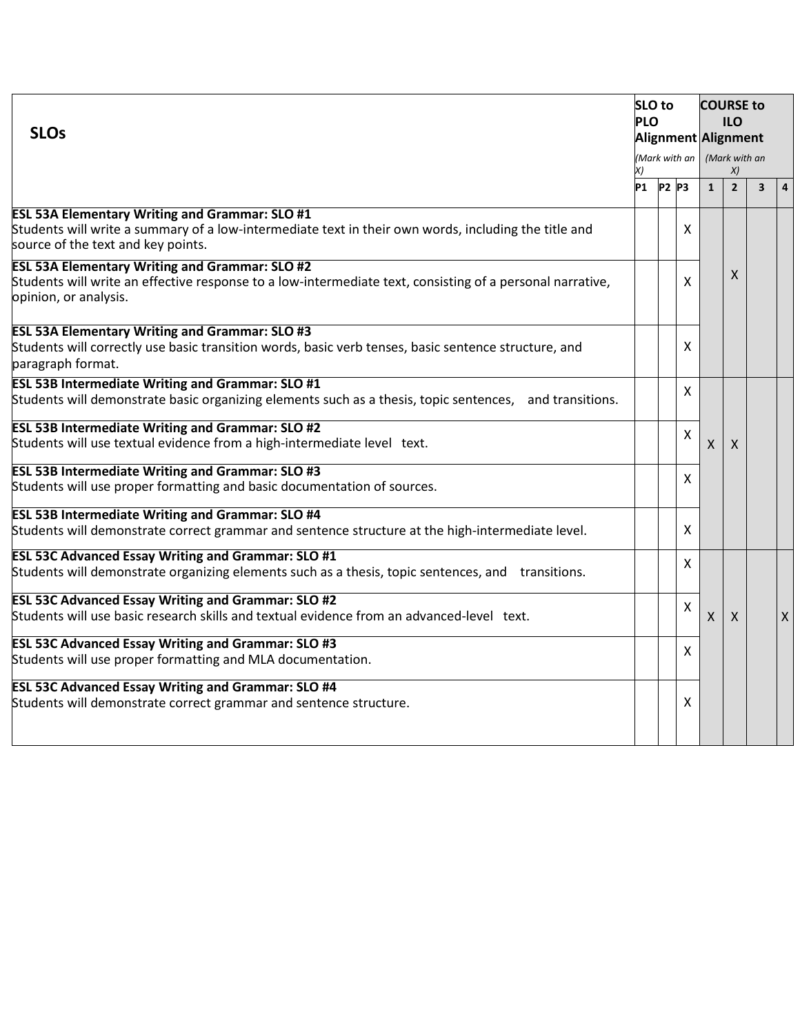| SLOs | SLO to PLO Alignment (Mark with an X) | | | COURSE to ILO Alignment (Mark with an X) | | | |
|---|---|---|---|---|---|---|---|
| | P1 | P2 | P3 | 1 | 2 | 3 | 4 |
| **ESL 53A Elementary Writing and Grammar: SLO #1** Students will write a summary of a low-intermediate text in their own words, including the title and source of the text and key points. | | | X | | X | | |
| **ESL 53A Elementary Writing and Grammar: SLO #2** Students will write an effective response to a low-intermediate text, consisting of a personal narrative, opinion, or analysis. | | | X | | | | |
| **ESL 53A Elementary Writing and Grammar: SLO #3** Students will correctly use basic transition words, basic verb tenses, basic sentence structure, and paragraph format. | | | X | | | | |
| **ESL 53B Intermediate Writing and Grammar: SLO #1** Students will demonstrate basic organizing elements such as a thesis, topic sentences, and transitions. | | | X | X | X | | |
| **ESL 53B Intermediate Writing and Grammar: SLO #2** Students will use textual evidence from a high-intermediate level text. | | | X | | | | |
| **ESL 53B Intermediate Writing and Grammar: SLO #3** Students will use proper formatting and basic documentation of sources. | | | X | | | | |
| **ESL 53B Intermediate Writing and Grammar: SLO #4** Students will demonstrate correct grammar and sentence structure at the high-intermediate level. | | | X | | | | |
| **ESL 53C Advanced Essay Writing and Grammar: SLO #1** Students will demonstrate organizing elements such as a thesis, topic sentences, and transitions. | | | X | X | X | | X |
| **ESL 53C Advanced Essay Writing and Grammar: SLO #2** Students will use basic research skills and textual evidence from an advanced-level text. | | | X | | | | |
| **ESL 53C Advanced Essay Writing and Grammar: SLO #3** Students will use proper formatting and MLA documentation. | | | X | | | | |
| **ESL 53C Advanced Essay Writing and Grammar: SLO #4** Students will demonstrate correct grammar and sentence structure. | | | X | | | | |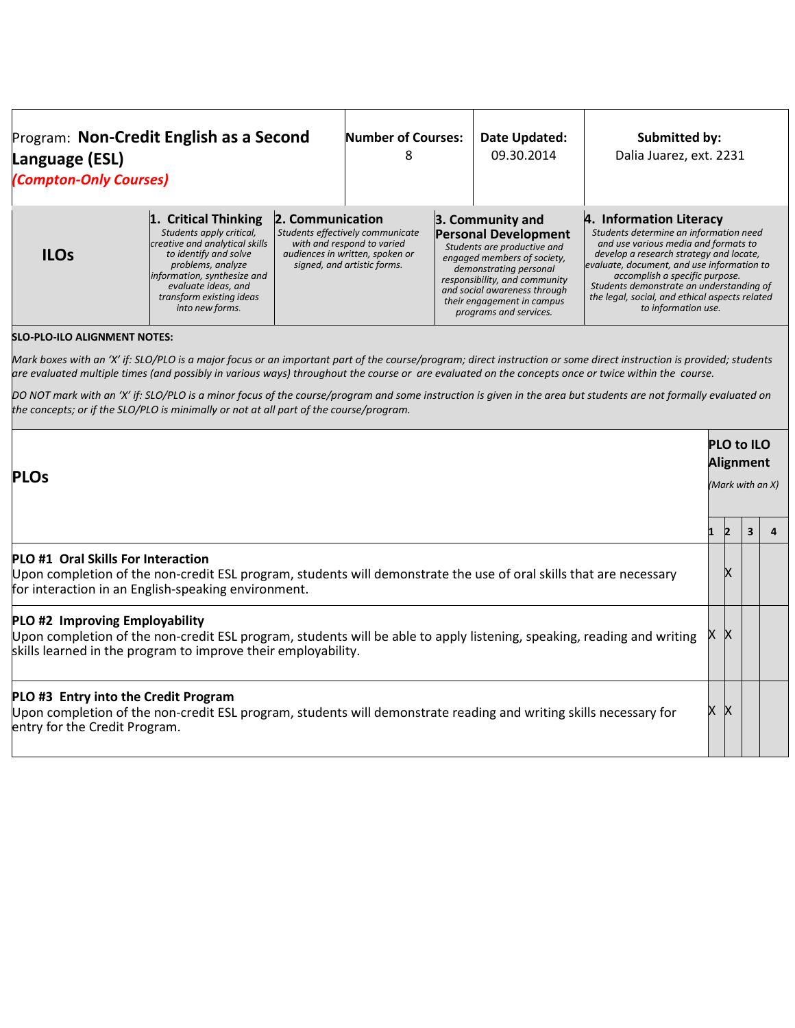| Program: **Non-Credit English as a Second Language (ESL)** ***(Compton-Only Courses)*** | **Number of Courses:** 8 | **Date Updated:** 09.30.2014 | **Submitted by:** Dalia Juarez, ext. 2231 |
|---|---|---|---|

| **ILOs** | **1. Critical Thinking** *Students apply critical, creative and analytical skills to identify and solve problems, analyze information, synthesize and evaluate ideas, and transform existing ideas into new forms.* | **2. Communication** *Students effectively communicate with and respond to varied audiences in written, spoken or signed, and artistic forms.* | **3. Community and Personal Development** *Students are productive and engaged members of society, demonstrating personal responsibility, and community and social awareness through their engagement in campus programs and services.* | **4. Information Literacy** *Students determine an information need and use various media and formats to develop a research strategy and locate, evaluate, document, and use information to accomplish a specific purpose. Students demonstrate an understanding of the legal, social, and ethical aspects related to information use.* |
|---|---|---|---|---|

**SLO-PLO-ILO ALIGNMENT NOTES:**

*Mark boxes with an 'X' if: SLO/PLO is a major focus or an important part of the course/program; direct instruction or some direct instruction is provided; students are evaluated multiple times (and possibly in various ways) throughout the course or are evaluated on the concepts once or twice within the course.*

*DO NOT mark with an 'X' if: SLO/PLO is a minor focus of the course/program and some instruction is given in the area but students are not formally evaluated on the concepts; or if the SLO/PLO is minimally or not at all part of the course/program.*

| **PLOs** | **PLO to ILO Alignment** *(Mark with an X)* | | | |
|---|---|---|---|---|
| | **1** | **2** | **3** | **4** |
| **PLO #1 Oral Skills For Interaction** Upon completion of the non-credit ESL program, students will demonstrate the use of oral skills that are necessary for interaction in an English-speaking environment. | | X | | |
| **PLO #2 Improving Employability** Upon completion of the non-credit ESL program, students will be able to apply listening, speaking, reading and writing skills learned in the program to improve their employability. | X | X | | |
| **PLO #3 Entry into the Credit Program** Upon completion of the non-credit ESL program, students will demonstrate reading and writing skills necessary for entry for the Credit Program. | X | X | | |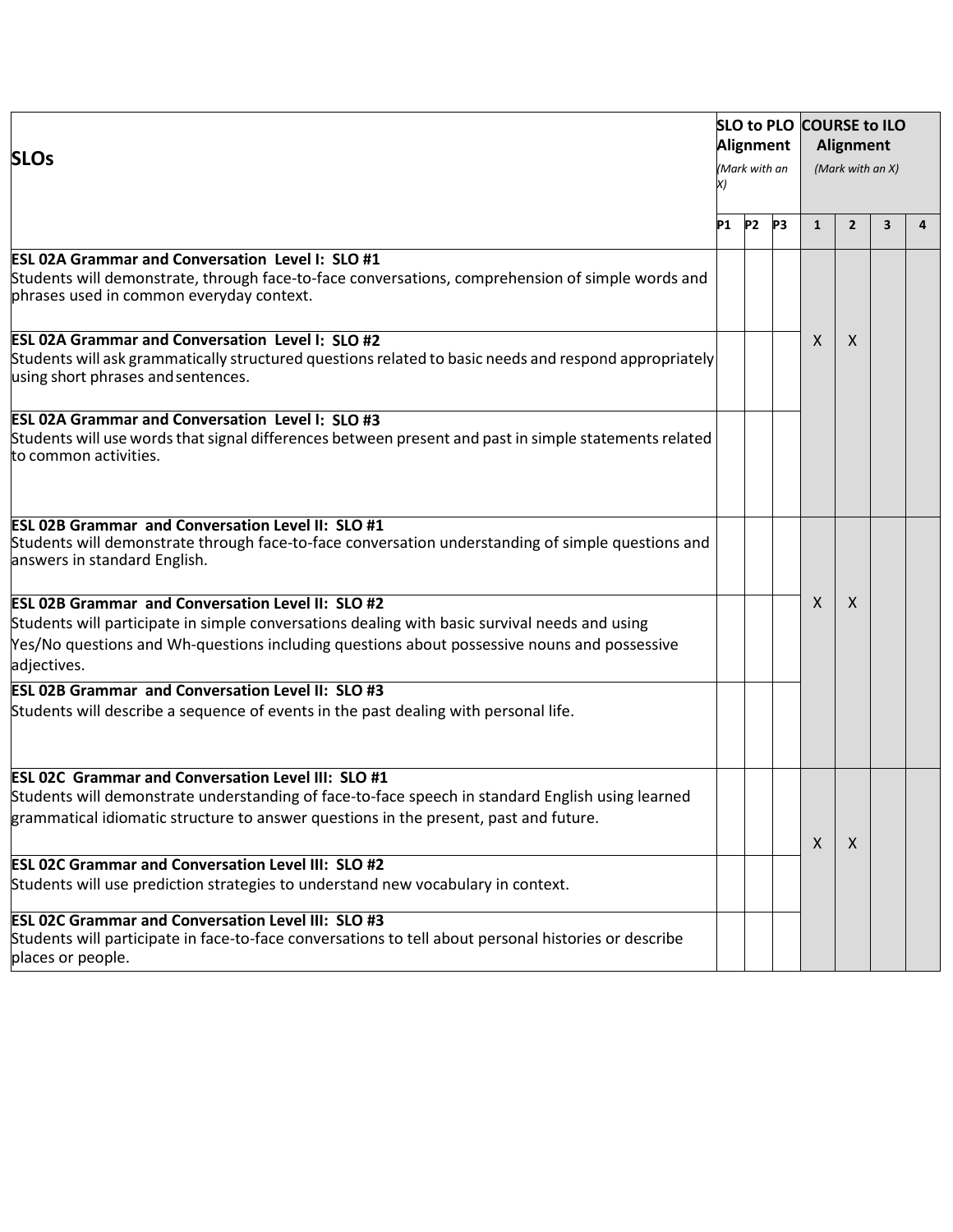| SLOs | SLO to PLO Alignment (Mark with an X) | | | COURSE to ILO Alignment (Mark with an X) | | | |
|---|---|---|---|---|---|---|---|
| | P1 | P2 | P3 | 1 | 2 | 3 | 4 |
| **ESL 02A Grammar and Conversation Level I: SLO #1** Students will demonstrate, through face-to-face conversations, comprehension of simple words and phrases used in common everyday context. | | | | X | X | | |
| **ESL 02A Grammar and Conversation Level I: SLO #2** Students will ask grammatically structured questions related to basic needs and respond appropriately using short phrases and sentences. | | | | | | | |
| **ESL 02A Grammar and Conversation Level I: SLO #3** Students will use words that signal differences between present and past in simple statements related to common activities. | | | | | | | |
| **ESL 02B Grammar and Conversation Level II: SLO #1** Students will demonstrate through face-to-face conversation understanding of simple questions and answers in standard English. | | | | X | X | | |
| **ESL 02B Grammar and Conversation Level II: SLO #2** Students will participate in simple conversations dealing with basic survival needs and using Yes/No questions and Wh-questions including questions about possessive nouns and possessive adjectives. | | | | | | | |
| **ESL 02B Grammar and Conversation Level II: SLO #3** Students will describe a sequence of events in the past dealing with personal life. | | | | | | | |
| **ESL 02C Grammar and Conversation Level III: SLO #1** Students will demonstrate understanding of face-to-face speech in standard English using learned grammatical idiomatic structure to answer questions in the present, past and future. | | | | X | X | | |
| **ESL 02C Grammar and Conversation Level III: SLO #2** Students will use prediction strategies to understand new vocabulary in context. | | | | | | | |
| **ESL 02C Grammar and Conversation Level III: SLO #3** Students will participate in face-to-face conversations to tell about personal histories or describe places or people. | | | | | | | |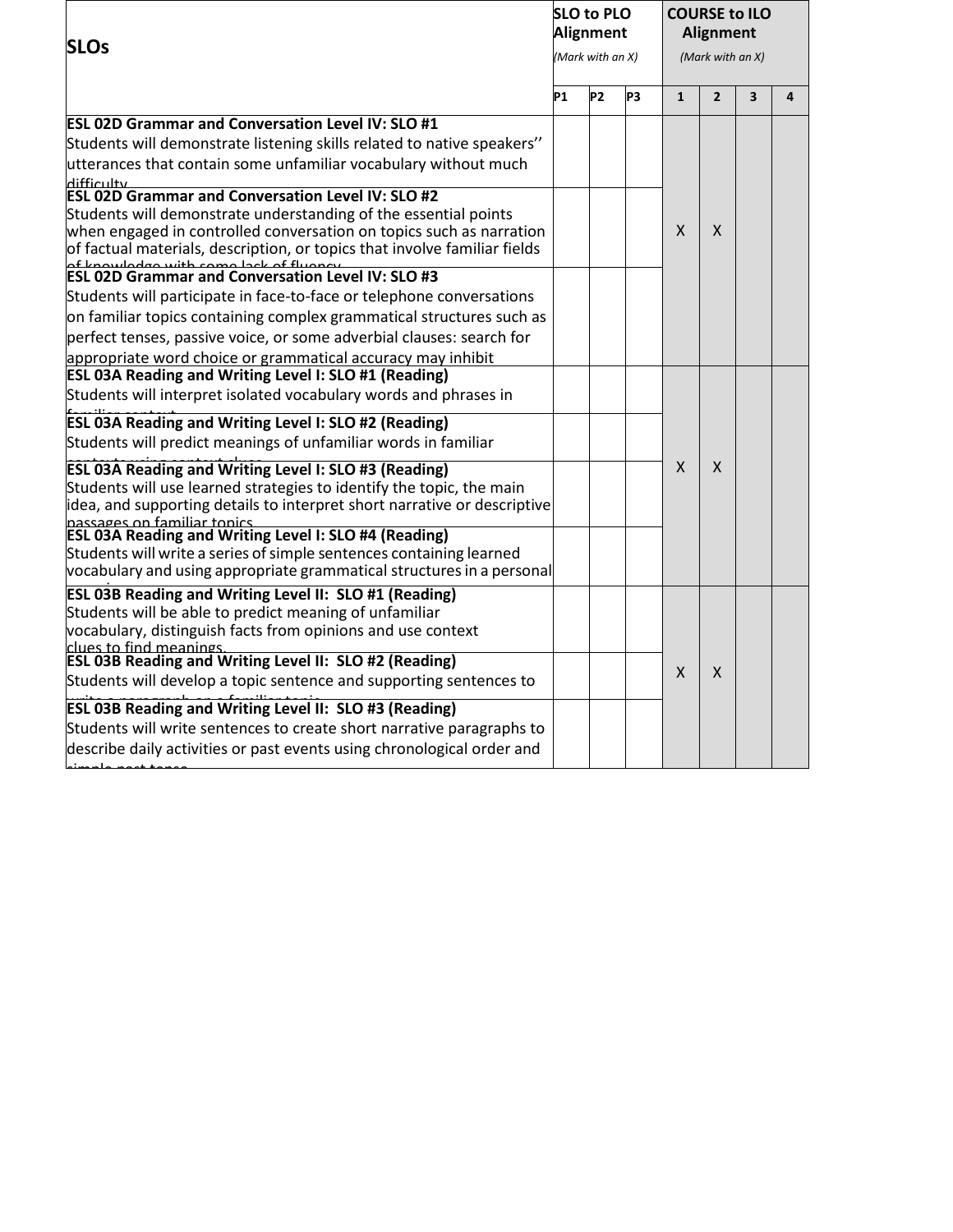| SLOs | SLO to PLO Alignment (Mark with an X) | | | COURSE to ILO Alignment (Mark with an X) | | | |
|---|---|---|---|---|---|---|---|
| | P1 | P2 | P3 | 1 | 2 | 3 | 4 |
| **ESL 02D Grammar and Conversation Level IV: SLO #1** Students will demonstrate listening skills related to native speakers'' utterances that contain some unfamiliar vocabulary without much difficulty | | | | X | X | | |
| **ESL 02D Grammar and Conversation Level IV: SLO #2** Students will demonstrate understanding of the essential points when engaged in controlled conversation on topics such as narration of factual materials, description, or topics that involve familiar fields of knowledge with some lack of fluency | | | | | | | |
| **ESL 02D Grammar and Conversation Level IV: SLO #3** Students will participate in face-to-face or telephone conversations on familiar topics containing complex grammatical structures such as perfect tenses, passive voice, or some adverbial clauses: search for appropriate word choice or grammatical accuracy may inhibit | | | | | | | |
| **ESL 03A Reading and Writing Level I: SLO #1 (Reading)** Students will interpret isolated vocabulary words and phrases in familiar context | | | | X | X | | |
| **ESL 03A Reading and Writing Level I: SLO #2 (Reading)** Students will predict meanings of unfamiliar words in familiar contexts using context clues | | | | | | | |
| **ESL 03A Reading and Writing Level I: SLO #3 (Reading)** Students will use learned strategies to identify the topic, the main idea, and supporting details to interpret short narrative or descriptive passages on familiar topics | | | | | | | |
| **ESL 03A Reading and Writing Level I: SLO #4 (Reading)** Students will write a series of simple sentences containing learned vocabulary and using appropriate grammatical structures in a personal | | | | | | | |
| **ESL 03B Reading and Writing Level II: SLO #1 (Reading)** Students will be able to predict meaning of unfamiliar vocabulary, distinguish facts from opinions and use context clues to find meanings. | | | | X | X | | |
| **ESL 03B Reading and Writing Level II: SLO #2 (Reading)** Students will develop a topic sentence and supporting sentences to write a paragraph on a familiar topic | | | | | | | |
| **ESL 03B Reading and Writing Level II: SLO #3 (Reading)** Students will write sentences to create short narrative paragraphs to describe daily activities or past events using chronological order and simple past tense | | | | | | | |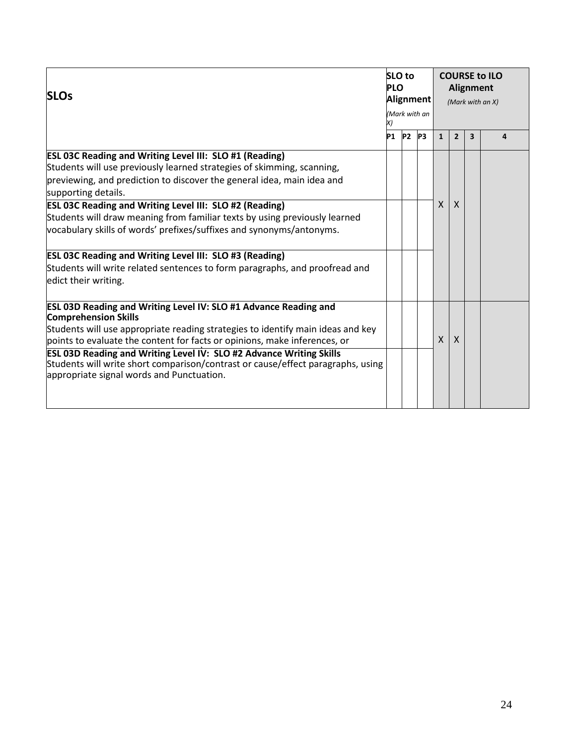| **SLOs** | **SLO to PLO Alignment** *(Mark with an X)* | | | **COURSE to ILO Alignment** *(Mark with an X)* | | | |
|---|---|---|---|---|---|---|---|
| | **P1** | **P2** | **P3** | **1** | **2** | **3** | **4** |
| **ESL 03C Reading and Writing Level III: SLO #1 (Reading)** Students will use previously learned strategies of skimming, scanning, previewing, and prediction to discover the general idea, main idea and supporting details. | | | | X | X | | |
| **ESL 03C Reading and Writing Level III: SLO #2 (Reading)** Students will draw meaning from familiar texts by using previously learned vocabulary skills of words' prefixes/suffixes and synonyms/antonyms. | | | | | | | |
| **ESL 03C Reading and Writing Level III: SLO #3 (Reading)** Students will write related sentences to form paragraphs, and proofread and edict their writing. | | | | | | | |
| **ESL 03D Reading and Writing Level IV: SLO #1 Advance Reading and Comprehension Skills** Students will use appropriate reading strategies to identify main ideas and key points to evaluate the content for facts or opinions, make inferences, or | | | | X | X | | |
| **ESL 03D Reading and Writing Level IV: SLO #2 Advance Writing Skills** Students will write short comparison/contrast or cause/effect paragraphs, using appropriate signal words and Punctuation. | | | | | | | |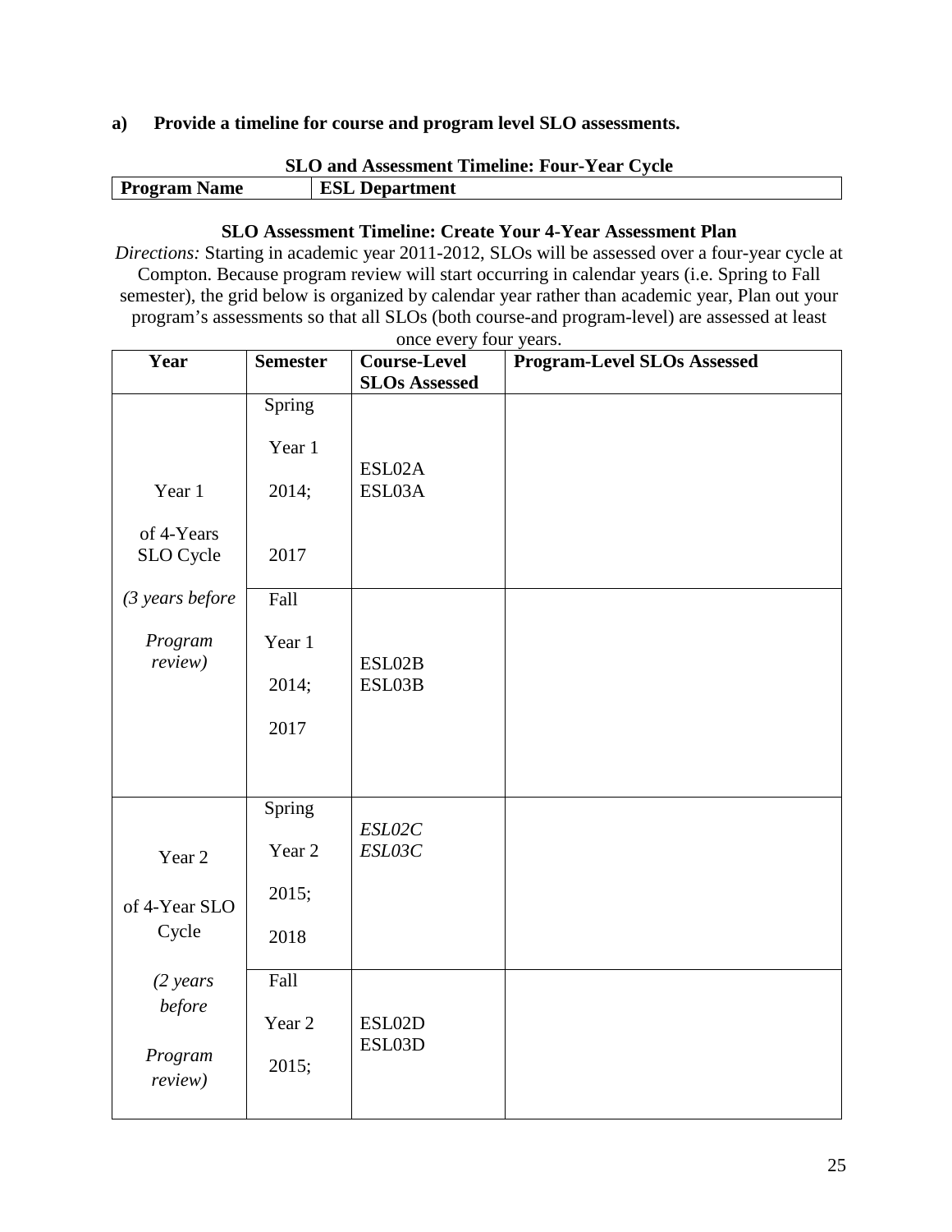**a) Provide a timeline for course and program level SLO assessments.**

**SLO and Assessment Timeline: Four-Year Cycle**

| **Program Name** | **ESL Department** |
|---|---|

**SLO Assessment Timeline: Create Your 4-Year Assessment Plan**

*Directions:* Starting in academic year 2011-2012, SLOs will be assessed over a four-year cycle at Compton. Because program review will start occurring in calendar years (i.e. Spring to Fall semester), the grid below is organized by calendar year rather than academic year, Plan out your program's assessments so that all SLOs (both course-and program-level) are assessed at least once every four years.

| **Year** | **Semester** | **Course-Level SLOs Assessed** | **Program-Level SLOs Assessed** |
|---|---|---|---|
| Year 1 of 4-Years SLO Cycle *(3 years before Program review)* | Spring Year 1 2014; 2017 | ESL02A ESL03A | |
| | Fall Year 1 2014; 2017 | ESL02B ESL03B | |
| Year 2 of 4-Year SLO Cycle *(2 years before Program review)* | Spring Year 2 2015; 2018 | *ESL02C* *ESL03C* | |
| | Fall Year 2 2015; | ESL02D ESL03D | |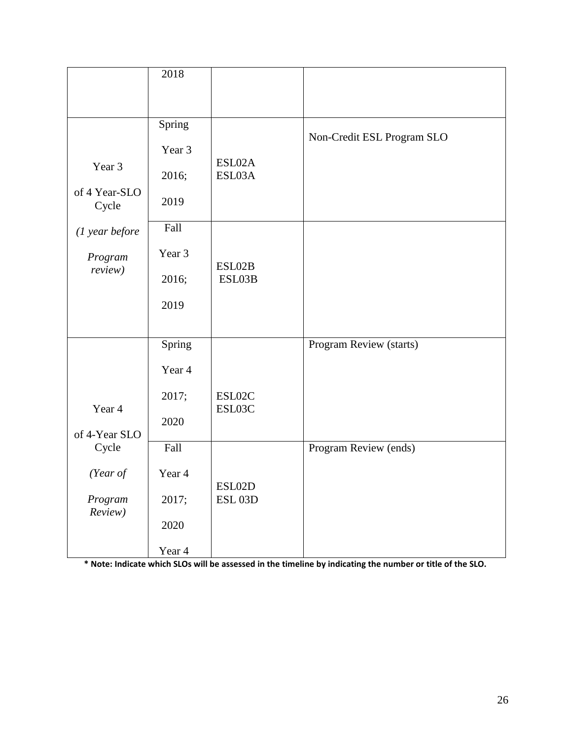| | | | |
|---|---|---|---|
| | 2018 | | |
| Year 3 of 4 Year-SLO Cycle *(1 year before Program review)* | Spring Year 3 2016; 2019 | ESL02A ESL03A | Non-Credit ESL Program SLO |
| | Fall Year 3 2016; 2019 | ESL02B ESL03B | |
| Year 4 of 4-Year SLO Cycle *(Year of Program Review)* | Spring Year 4 2017; 2020 | ESL02C ESL03C | Program Review (starts) |
| | Fall Year 4 2017; 2020 Year 4 | ESL02D ESL 03D | Program Review (ends) |

**\* Note: Indicate which SLOs will be assessed in the timeline by indicating the number or title of the SLO.**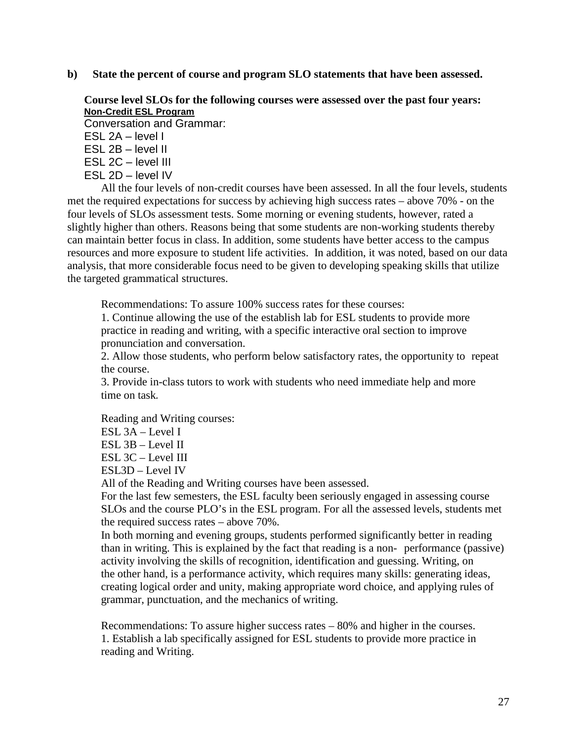**b) State the percent of course and program SLO statements that have been assessed.**

**Course level SLOs for the following courses were assessed over the past four years:**

**Non-Credit ESL Program**

Conversation and Grammar:
ESL 2A – level I
ESL 2B – level II
ESL 2C – level III
ESL 2D – level IV

All the four levels of non-credit courses have been assessed. In all the four levels, students met the required expectations for success by achieving high success rates – above 70% - on the four levels of SLOs assessment tests. Some morning or evening students, however, rated a slightly higher than others. Reasons being that some students are non-working students thereby can maintain better focus in class. In addition, some students have better access to the campus resources and more exposure to student life activities. In addition, it was noted, based on our data analysis, that more considerable focus need to be given to developing speaking skills that utilize the targeted grammatical structures.

Recommendations: To assure 100% success rates for these courses:

1. Continue allowing the use of the establish lab for ESL students to provide more practice in reading and writing, with a specific interactive oral section to improve pronunciation and conversation.
2. Allow those students, who perform below satisfactory rates, the opportunity to repeat the course.
3. Provide in-class tutors to work with students who need immediate help and more time on task.

Reading and Writing courses:
ESL 3A – Level I
ESL 3B – Level II
ESL 3C – Level III
ESL3D – Level IV

All of the Reading and Writing courses have been assessed.

For the last few semesters, the ESL faculty been seriously engaged in assessing course SLOs and the course PLO's in the ESL program. For all the assessed levels, students met the required success rates – above 70%.

In both morning and evening groups, students performed significantly better in reading than in writing. This is explained by the fact that reading is a non- performance (passive) activity involving the skills of recognition, identification and guessing. Writing, on the other hand, is a performance activity, which requires many skills: generating ideas, creating logical order and unity, making appropriate word choice, and applying rules of grammar, punctuation, and the mechanics of writing.

Recommendations: To assure higher success rates – 80% and higher in the courses.

1. Establish a lab specifically assigned for ESL students to provide more practice in reading and Writing.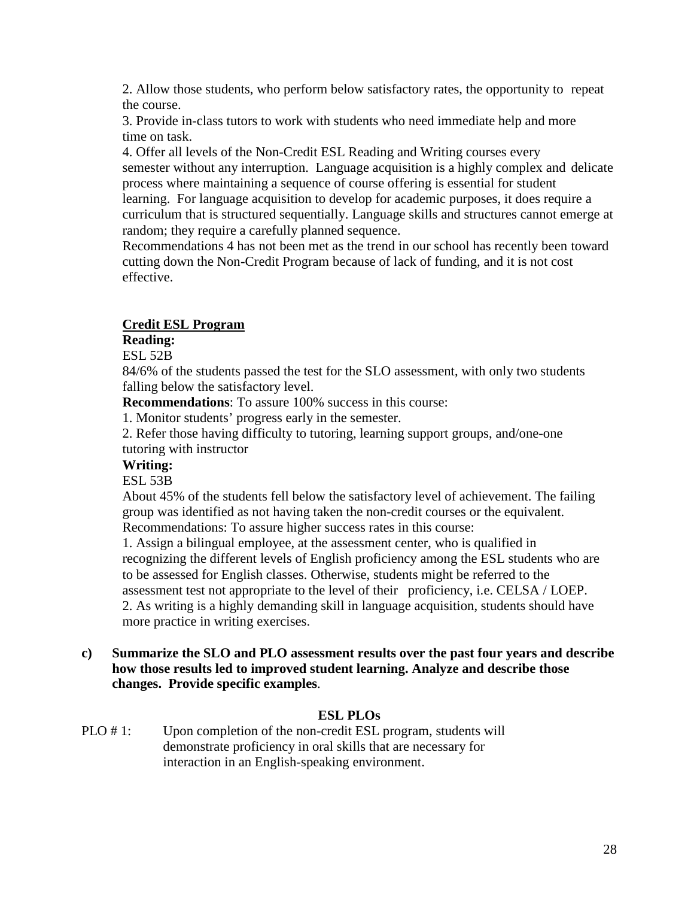2. Allow those students, who perform below satisfactory rates, the opportunity to repeat the course.

3. Provide in-class tutors to work with students who need immediate help and more time on task.

4. Offer all levels of the Non-Credit ESL Reading and Writing courses every semester without any interruption. Language acquisition is a highly complex and delicate process where maintaining a sequence of course offering is essential for student learning. For language acquisition to develop for academic purposes, it does require a curriculum that is structured sequentially. Language skills and structures cannot emerge at random; they require a carefully planned sequence.

Recommendations 4 has not been met as the trend in our school has recently been toward cutting down the Non-Credit Program because of lack of funding, and it is not cost effective.

**Credit ESL Program**

**Reading:**

ESL 52B

84/6% of the students passed the test for the SLO assessment, with only two students falling below the satisfactory level.

**Recommendations**: To assure 100% success in this course:

1. Monitor students' progress early in the semester.
2. Refer those having difficulty to tutoring, learning support groups, and/one-one tutoring with instructor

**Writing:**

ESL 53B

About 45% of the students fell below the satisfactory level of achievement. The failing group was identified as not having taken the non-credit courses or the equivalent.

Recommendations: To assure higher success rates in this course:

1. Assign a bilingual employee, at the assessment center, who is qualified in recognizing the different levels of English proficiency among the ESL students who are to be assessed for English classes. Otherwise, students might be referred to the assessment test not appropriate to the level of their proficiency, i.e. CELSA / LOEP.
2. As writing is a highly demanding skill in language acquisition, students should have more practice in writing exercises.

**c) Summarize the SLO and PLO assessment results over the past four years and describe how those results led to improved student learning. Analyze and describe those changes. Provide specific examples**.

**ESL PLOs**

PLO # 1: Upon completion of the non-credit ESL program, students will demonstrate proficiency in oral skills that are necessary for interaction in an English-speaking environment.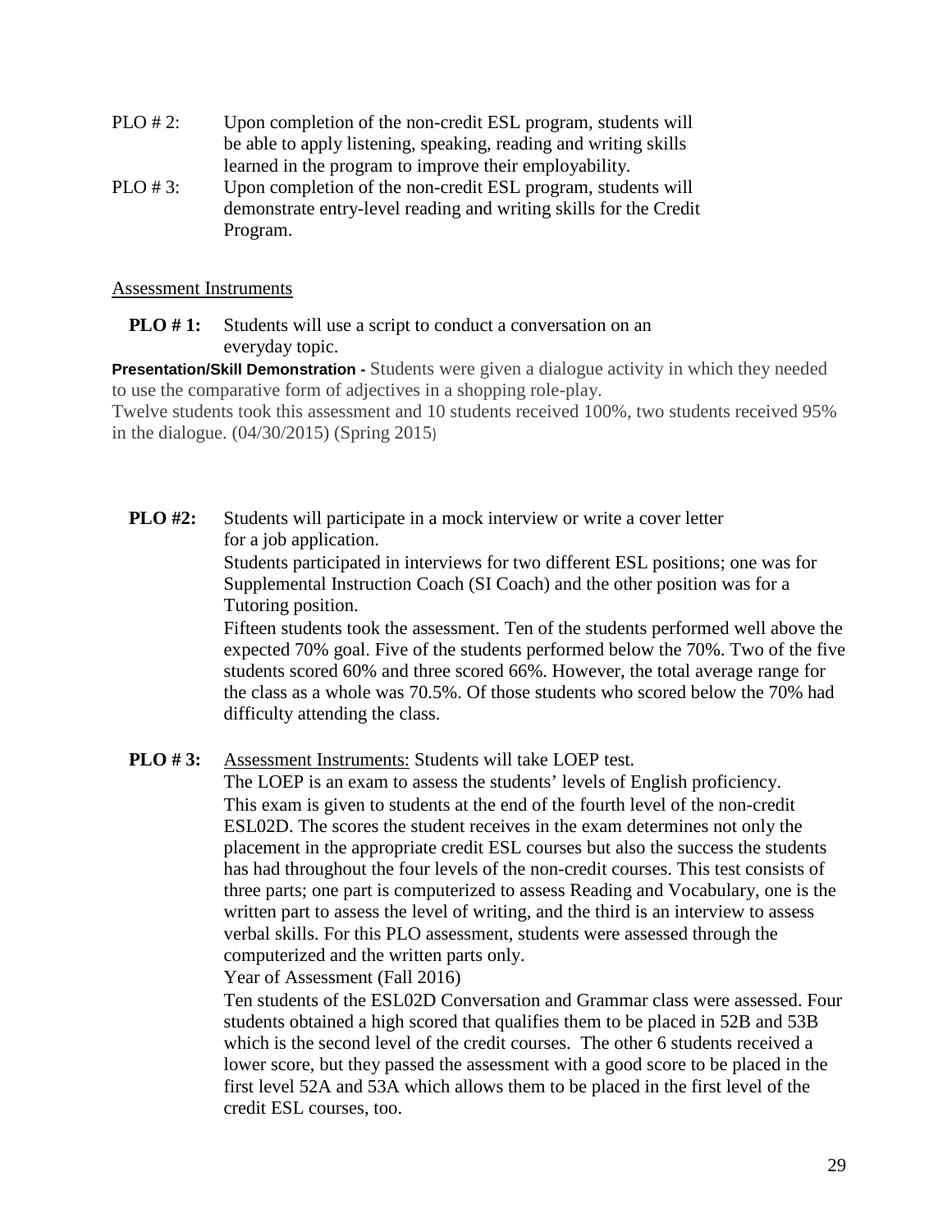PLO # 2: Upon completion of the non-credit ESL program, students will be able to apply listening, speaking, reading and writing skills learned in the program to improve their employability.

PLO # 3: Upon completion of the non-credit ESL program, students will demonstrate entry-level reading and writing skills for the Credit Program.

Assessment Instruments

**PLO # 1:** Students will use a script to conduct a conversation on an everyday topic.

**Presentation/Skill Demonstration -** Students were given a dialogue activity in which they needed to use the comparative form of adjectives in a shopping role-play.
Twelve students took this assessment and 10 students received 100%, two students received 95% in the dialogue. (04/30/2015) (Spring 2015)

**PLO #2:** Students will participate in a mock interview or write a cover letter for a job application.

Students participated in interviews for two different ESL positions; one was for Supplemental Instruction Coach (SI Coach) and the other position was for a Tutoring position.

Fifteen students took the assessment. Ten of the students performed well above the expected 70% goal. Five of the students performed below the 70%. Two of the five students scored 60% and three scored 66%. However, the total average range for the class as a whole was 70.5%. Of those students who scored below the 70% had difficulty attending the class.

**PLO # 3:** Assessment Instruments: Students will take LOEP test.

The LOEP is an exam to assess the students' levels of English proficiency. This exam is given to students at the end of the fourth level of the non-credit ESL02D. The scores the student receives in the exam determines not only the placement in the appropriate credit ESL courses but also the success the students has had throughout the four levels of the non-credit courses. This test consists of three parts; one part is computerized to assess Reading and Vocabulary, one is the written part to assess the level of writing, and the third is an interview to assess verbal skills. For this PLO assessment, students were assessed through the computerized and the written parts only.

Year of Assessment (Fall 2016)

Ten students of the ESL02D Conversation and Grammar class were assessed. Four students obtained a high scored that qualifies them to be placed in 52B and 53B which is the second level of the credit courses. The other 6 students received a lower score, but they passed the assessment with a good score to be placed in the first level 52A and 53A which allows them to be placed in the first level of the credit ESL courses, too.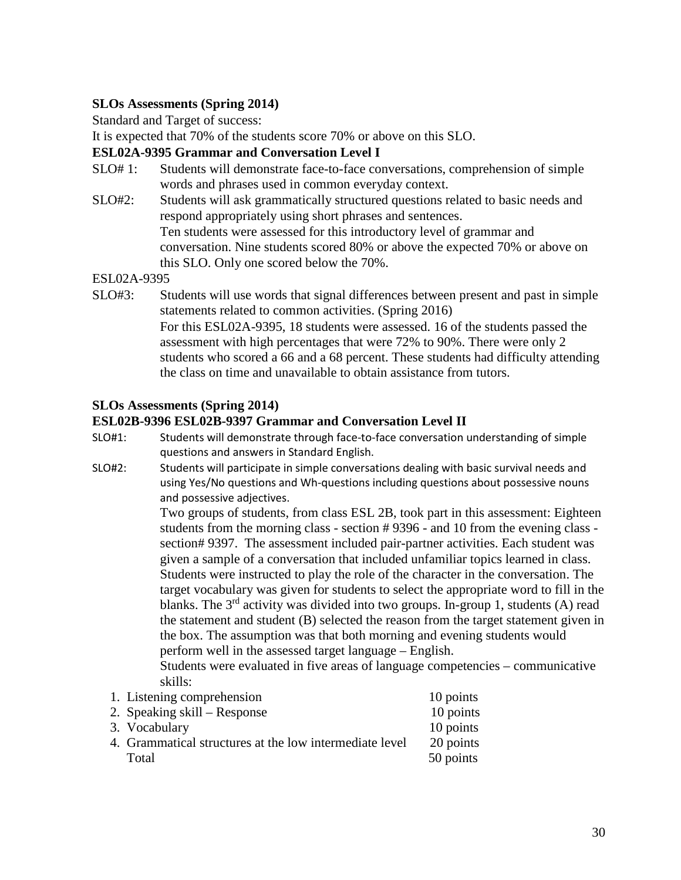**SLOs Assessments (Spring 2014)**

Standard and Target of success:

It is expected that 70% of the students score 70% or above on this SLO.

**ESL02A-9395 Grammar and Conversation Level I**

SLO# 1: Students will demonstrate face-to-face conversations, comprehension of simple words and phrases used in common everyday context.

SLO#2: Students will ask grammatically structured questions related to basic needs and respond appropriately using short phrases and sentences.

Ten students were assessed for this introductory level of grammar and conversation. Nine students scored 80% or above the expected 70% or above on this SLO. Only one scored below the 70%.

ESL02A-9395

SLO#3: Students will use words that signal differences between present and past in simple statements related to common activities. (Spring 2016)

For this ESL02A-9395, 18 students were assessed. 16 of the students passed the assessment with high percentages that were 72% to 90%. There were only 2 students who scored a 66 and a 68 percent. These students had difficulty attending the class on time and unavailable to obtain assistance from tutors.

**SLOs Assessments (Spring 2014)**

**ESL02B-9396 ESL02B-9397 Grammar and Conversation Level II**

SLO#1: Students will demonstrate through face-to-face conversation understanding of simple questions and answers in Standard English.

SLO#2: Students will participate in simple conversations dealing with basic survival needs and using Yes/No questions and Wh-questions including questions about possessive nouns and possessive adjectives.

Two groups of students, from class ESL 2B, took part in this assessment: Eighteen students from the morning class - section # 9396 - and 10 from the evening class - section# 9397. The assessment included pair-partner activities. Each student was given a sample of a conversation that included unfamiliar topics learned in class. Students were instructed to play the role of the character in the conversation. The target vocabulary was given for students to select the appropriate word to fill in the blanks. The 3rd activity was divided into two groups. In-group 1, students (A) read the statement and student (B) selected the reason from the target statement given in the box. The assumption was that both morning and evening students would perform well in the assessed target language – English.

Students were evaluated in five areas of language competencies – communicative skills:

| | |
|---|---|
| 1. Listening comprehension | 10 points |
| 2. Speaking skill – Response | 10 points |
| 3. Vocabulary | 10 points |
| 4. Grammatical structures at the low intermediate level | 20 points |
| Total | 50 points |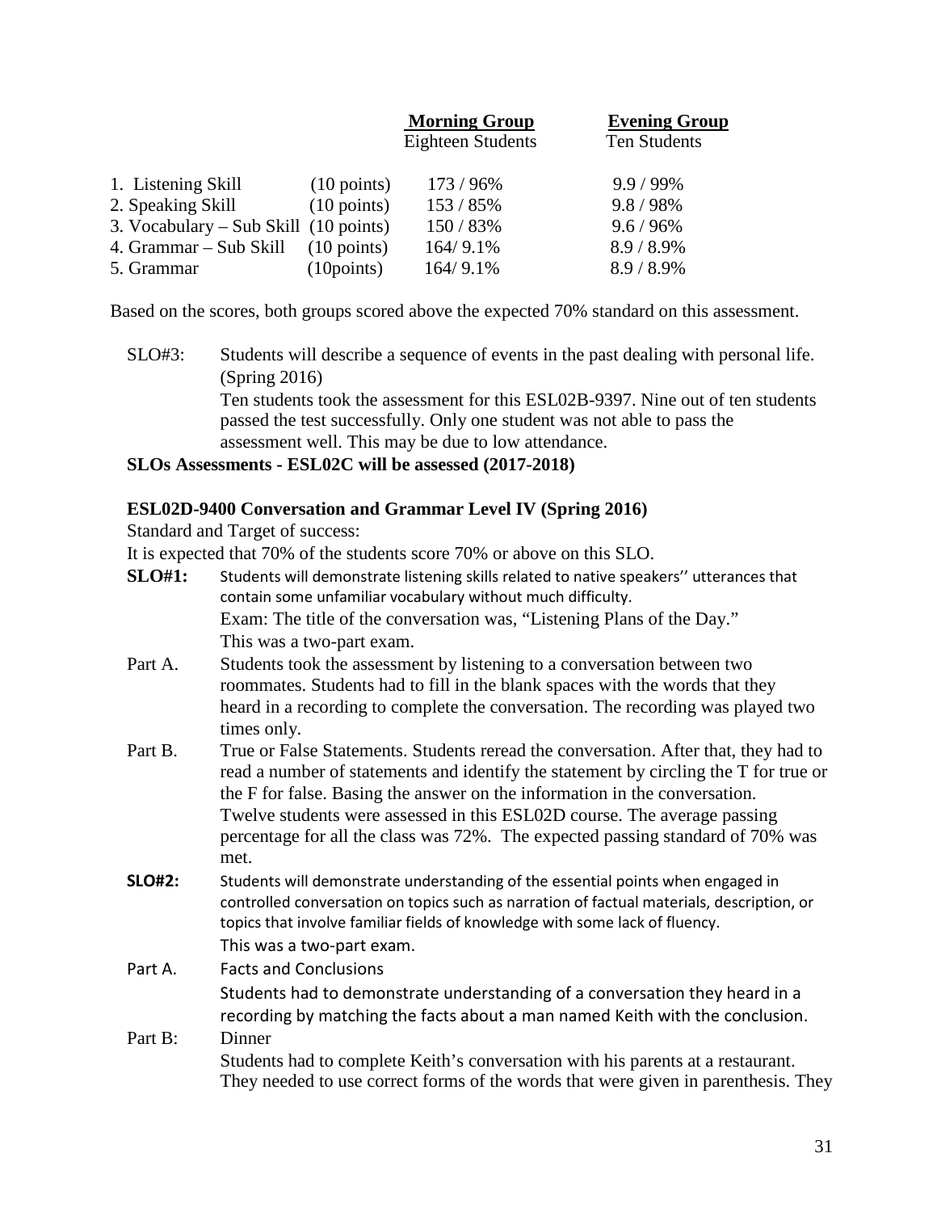| | | Morning Group<br>Eighteen Students | Evening Group<br>Ten Students |
|---|---|---|---|
| 1. Listening Skill | (10 points) | 173 / 96% | 9.9 / 99% |
| 2. Speaking Skill | (10 points) | 153 / 85% | 9.8 / 98% |
| 3. Vocabulary – Sub Skill | (10 points) | 150 / 83% | 9.6 / 96% |
| 4. Grammar – Sub Skill | (10 points) | 164/ 9.1% | 8.9 / 8.9% |
| 5. Grammar | (10points) | 164/ 9.1% | 8.9 / 8.9% |

Based on the scores, both groups scored above the expected 70% standard on this assessment.

SLO#3: Students will describe a sequence of events in the past dealing with personal life. (Spring 2016)
Ten students took the assessment for this ESL02B-9397. Nine out of ten students passed the test successfully. Only one student was not able to pass the assessment well. This may be due to low attendance.

**SLOs Assessments - ESL02C will be assessed (2017-2018)**

**ESL02D-9400 Conversation and Grammar Level IV (Spring 2016)**

Standard and Target of success:

It is expected that 70% of the students score 70% or above on this SLO.

**SLO#1:** Students will demonstrate listening skills related to native speakers'' utterances that contain some unfamiliar vocabulary without much difficulty.
Exam: The title of the conversation was, "Listening Plans of the Day."
This was a two-part exam.

Part A. Students took the assessment by listening to a conversation between two roommates. Students had to fill in the blank spaces with the words that they heard in a recording to complete the conversation. The recording was played two times only.

Part B. True or False Statements. Students reread the conversation. After that, they had to read a number of statements and identify the statement by circling the T for true or the F for false. Basing the answer on the information in the conversation.
Twelve students were assessed in this ESL02D course. The average passing percentage for all the class was 72%. The expected passing standard of 70% was met.

**SLO#2:** Students will demonstrate understanding of the essential points when engaged in controlled conversation on topics such as narration of factual materials, description, or topics that involve familiar fields of knowledge with some lack of fluency.
This was a two-part exam.

Part A. Facts and Conclusions
Students had to demonstrate understanding of a conversation they heard in a recording by matching the facts about a man named Keith with the conclusion.

Part B: Dinner
Students had to complete Keith's conversation with his parents at a restaurant. They needed to use correct forms of the words that were given in parenthesis. They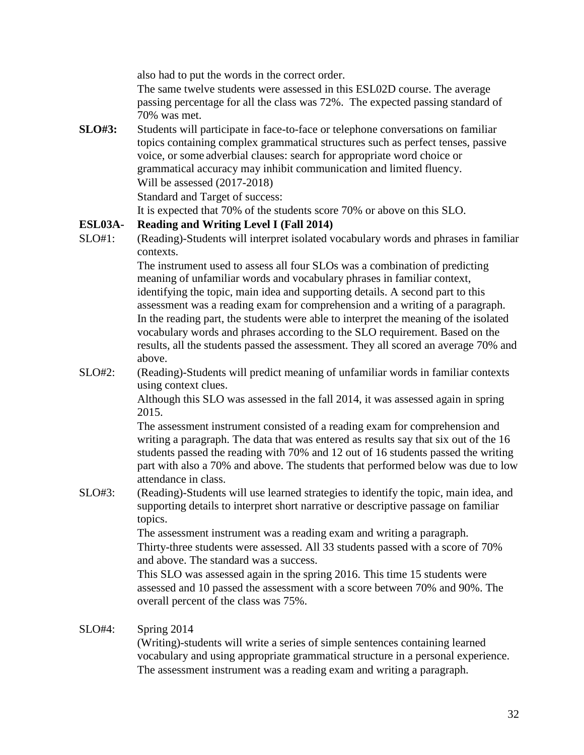also had to put the words in the correct order.

The same twelve students were assessed in this ESL02D course. The average passing percentage for all the class was 72%. The expected passing standard of 70% was met.

**SLO#3:** Students will participate in face-to-face or telephone conversations on familiar topics containing complex grammatical structures such as perfect tenses, passive voice, or some adverbial clauses: search for appropriate word choice or grammatical accuracy may inhibit communication and limited fluency.

Will be assessed (2017-2018)

Standard and Target of success:

It is expected that 70% of the students score 70% or above on this SLO.

**ESL03A- Reading and Writing Level I (Fall 2014)**

SLO#1: (Reading)-Students will interpret isolated vocabulary words and phrases in familiar contexts.

The instrument used to assess all four SLOs was a combination of predicting meaning of unfamiliar words and vocabulary phrases in familiar context, identifying the topic, main idea and supporting details. A second part to this assessment was a reading exam for comprehension and a writing of a paragraph. In the reading part, the students were able to interpret the meaning of the isolated vocabulary words and phrases according to the SLO requirement. Based on the results, all the students passed the assessment. They all scored an average 70% and above.

SLO#2: (Reading)-Students will predict meaning of unfamiliar words in familiar contexts using context clues.

Although this SLO was assessed in the fall 2014, it was assessed again in spring 2015.

The assessment instrument consisted of a reading exam for comprehension and writing a paragraph. The data that was entered as results say that six out of the 16 students passed the reading with 70% and 12 out of 16 students passed the writing part with also a 70% and above. The students that performed below was due to low attendance in class.

SLO#3: (Reading)-Students will use learned strategies to identify the topic, main idea, and supporting details to interpret short narrative or descriptive passage on familiar topics.

The assessment instrument was a reading exam and writing a paragraph.

Thirty-three students were assessed. All 33 students passed with a score of 70% and above. The standard was a success.

This SLO was assessed again in the spring 2016. This time 15 students were assessed and 10 passed the assessment with a score between 70% and 90%. The overall percent of the class was 75%.

SLO#4: Spring 2014

(Writing)-students will write a series of simple sentences containing learned vocabulary and using appropriate grammatical structure in a personal experience.

The assessment instrument was a reading exam and writing a paragraph.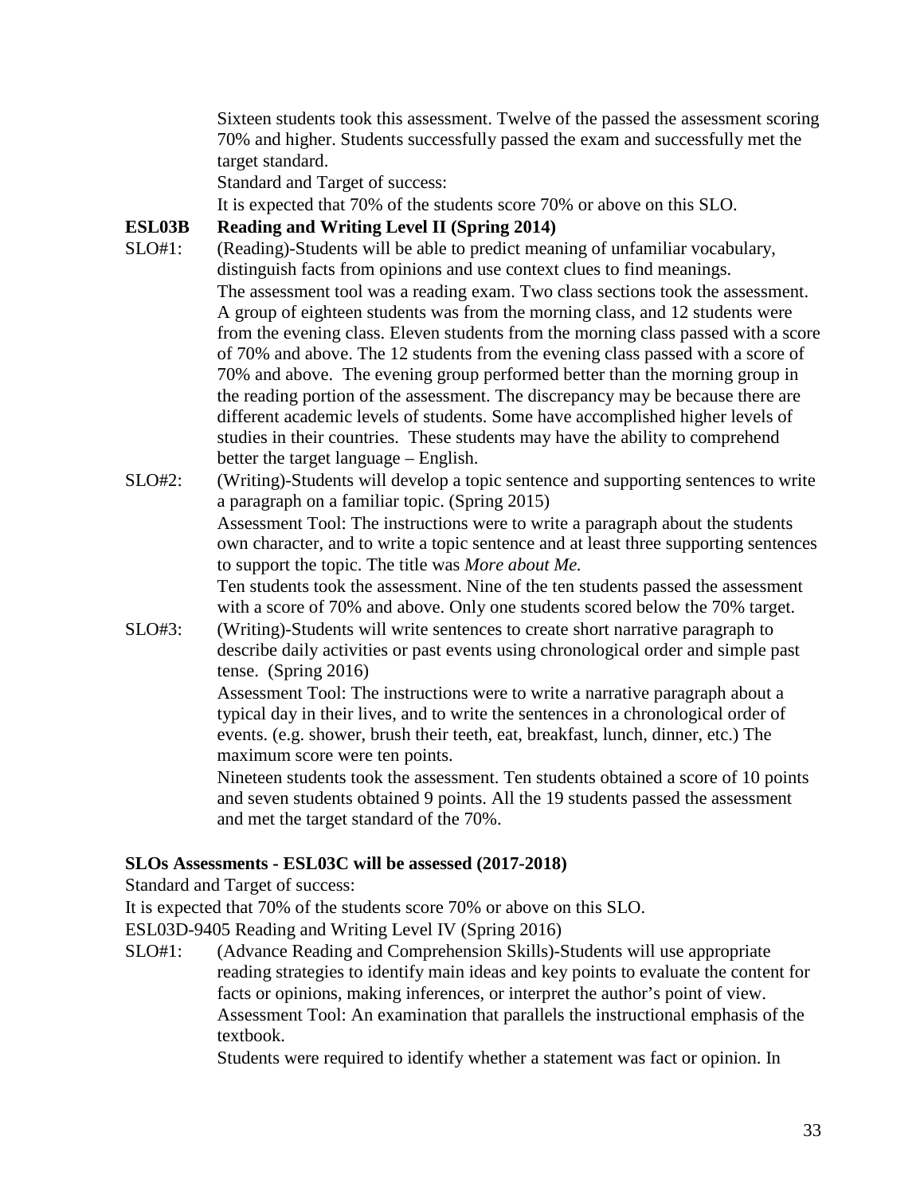Sixteen students took this assessment. Twelve of the passed the assessment scoring 70% and higher. Students successfully passed the exam and successfully met the target standard.

Standard and Target of success:

It is expected that 70% of the students score 70% or above on this SLO.

**ESL03B Reading and Writing Level II (Spring 2014)**

SLO#1: (Reading)-Students will be able to predict meaning of unfamiliar vocabulary, distinguish facts from opinions and use context clues to find meanings.

The assessment tool was a reading exam. Two class sections took the assessment. A group of eighteen students was from the morning class, and 12 students were from the evening class. Eleven students from the morning class passed with a score of 70% and above. The 12 students from the evening class passed with a score of 70% and above. The evening group performed better than the morning group in the reading portion of the assessment. The discrepancy may be because there are different academic levels of students. Some have accomplished higher levels of studies in their countries. These students may have the ability to comprehend better the target language – English.

SLO#2: (Writing)-Students will develop a topic sentence and supporting sentences to write a paragraph on a familiar topic. (Spring 2015)

Assessment Tool: The instructions were to write a paragraph about the students own character, and to write a topic sentence and at least three supporting sentences to support the topic. The title was *More about Me.*

Ten students took the assessment. Nine of the ten students passed the assessment with a score of 70% and above. Only one students scored below the 70% target.

SLO#3: (Writing)-Students will write sentences to create short narrative paragraph to describe daily activities or past events using chronological order and simple past tense. (Spring 2016)

Assessment Tool: The instructions were to write a narrative paragraph about a typical day in their lives, and to write the sentences in a chronological order of events. (e.g. shower, brush their teeth, eat, breakfast, lunch, dinner, etc.) The maximum score were ten points.

Nineteen students took the assessment. Ten students obtained a score of 10 points and seven students obtained 9 points. All the 19 students passed the assessment and met the target standard of the 70%.

**SLOs Assessments - ESL03C will be assessed (2017-2018)**

Standard and Target of success:

It is expected that 70% of the students score 70% or above on this SLO.

ESL03D-9405 Reading and Writing Level IV (Spring 2016)

SLO#1: (Advance Reading and Comprehension Skills)-Students will use appropriate reading strategies to identify main ideas and key points to evaluate the content for facts or opinions, making inferences, or interpret the author's point of view.

Assessment Tool: An examination that parallels the instructional emphasis of the textbook.

Students were required to identify whether a statement was fact or opinion. In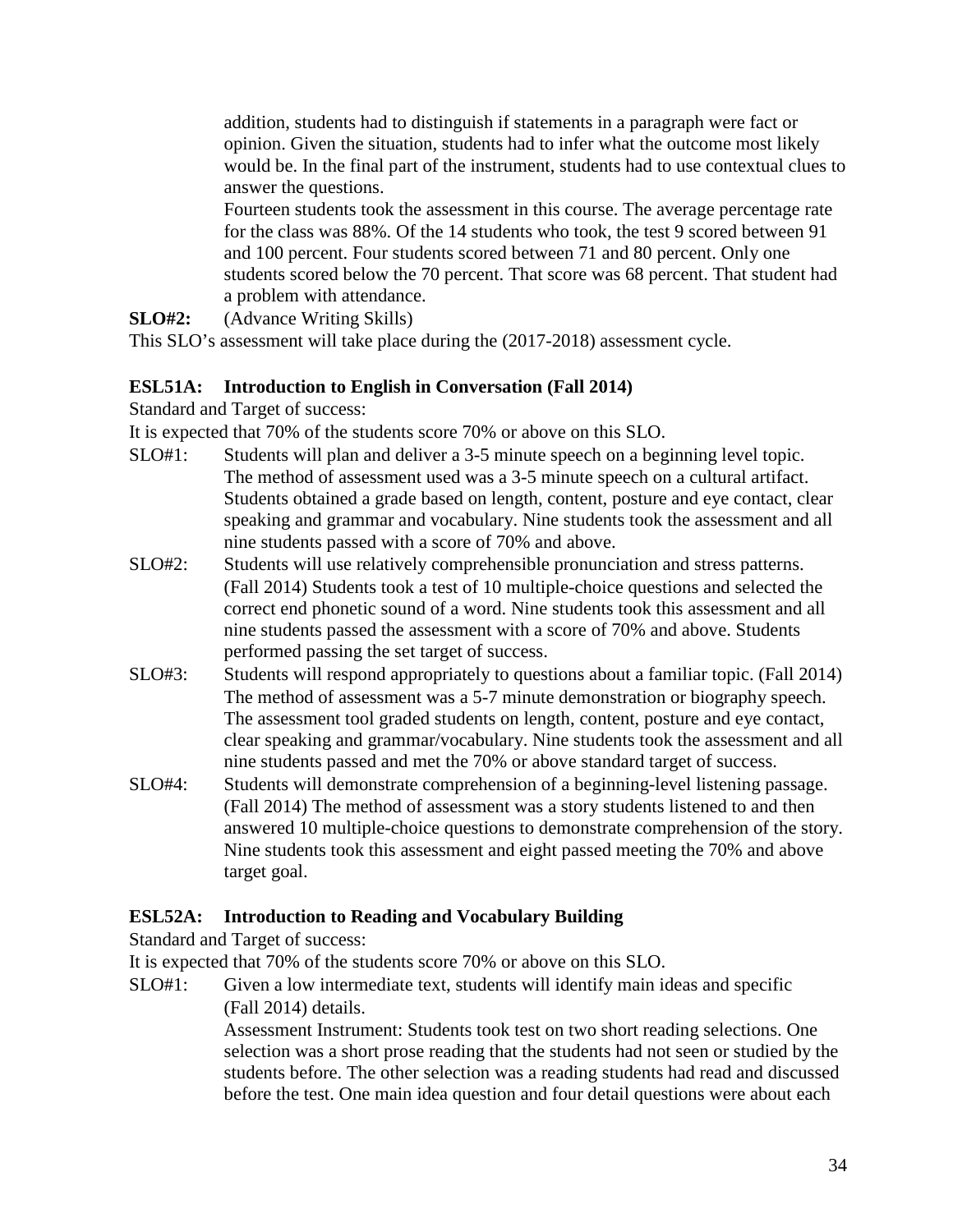addition, students had to distinguish if statements in a paragraph were fact or opinion. Given the situation, students had to infer what the outcome most likely would be. In the final part of the instrument, students had to use contextual clues to answer the questions.

Fourteen students took the assessment in this course. The average percentage rate for the class was 88%. Of the 14 students who took, the test 9 scored between 91 and 100 percent. Four students scored between 71 and 80 percent. Only one students scored below the 70 percent. That score was 68 percent. That student had a problem with attendance.

**SLO#2:** (Advance Writing Skills)

This SLO's assessment will take place during the (2017-2018) assessment cycle.

**ESL51A: Introduction to English in Conversation (Fall 2014)**

Standard and Target of success:

It is expected that 70% of the students score 70% or above on this SLO.

SLO#1: Students will plan and deliver a 3-5 minute speech on a beginning level topic. The method of assessment used was a 3-5 minute speech on a cultural artifact. Students obtained a grade based on length, content, posture and eye contact, clear speaking and grammar and vocabulary. Nine students took the assessment and all nine students passed with a score of 70% and above.

SLO#2: Students will use relatively comprehensible pronunciation and stress patterns. (Fall 2014) Students took a test of 10 multiple-choice questions and selected the correct end phonetic sound of a word. Nine students took this assessment and all nine students passed the assessment with a score of 70% and above. Students performed passing the set target of success.

SLO#3: Students will respond appropriately to questions about a familiar topic. (Fall 2014) The method of assessment was a 5-7 minute demonstration or biography speech. The assessment tool graded students on length, content, posture and eye contact, clear speaking and grammar/vocabulary. Nine students took the assessment and all nine students passed and met the 70% or above standard target of success.

SLO#4: Students will demonstrate comprehension of a beginning-level listening passage. (Fall 2014) The method of assessment was a story students listened to and then answered 10 multiple-choice questions to demonstrate comprehension of the story. Nine students took this assessment and eight passed meeting the 70% and above target goal.

**ESL52A: Introduction to Reading and Vocabulary Building**

Standard and Target of success:

It is expected that 70% of the students score 70% or above on this SLO.

SLO#1: Given a low intermediate text, students will identify main ideas and specific (Fall 2014) details.

Assessment Instrument: Students took test on two short reading selections. One selection was a short prose reading that the students had not seen or studied by the students before. The other selection was a reading students had read and discussed before the test. One main idea question and four detail questions were about each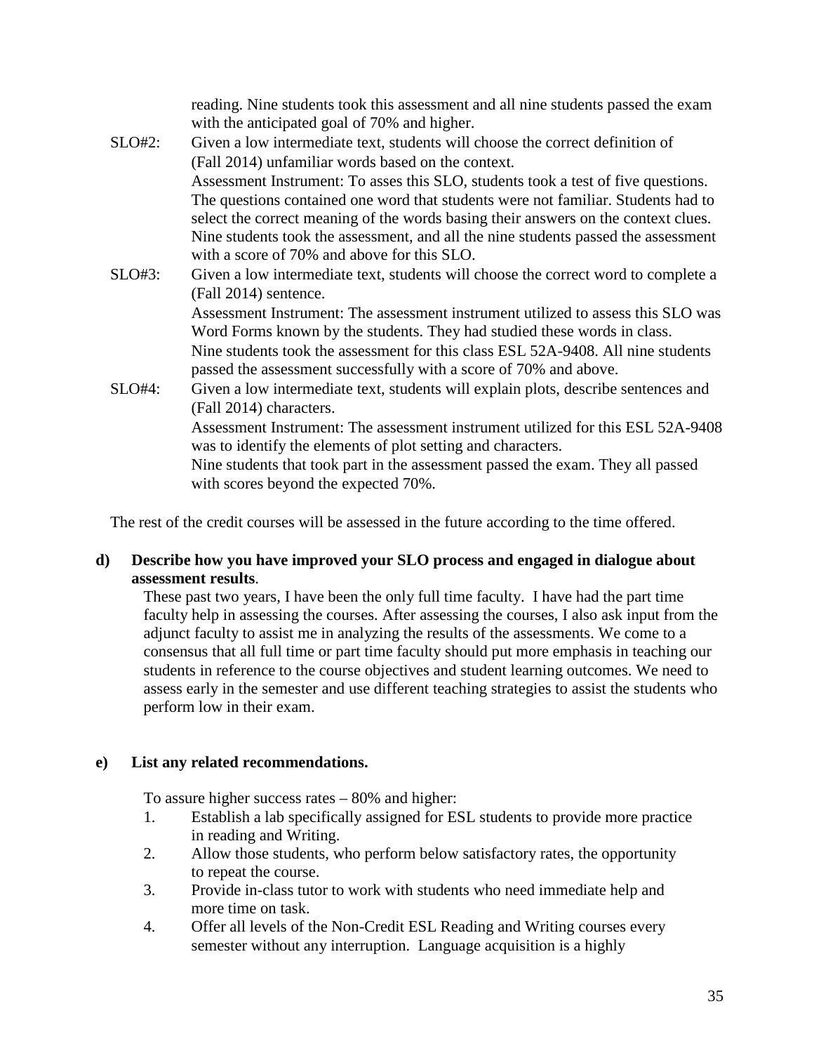reading. Nine students took this assessment and all nine students passed the exam with the anticipated goal of 70% and higher.

SLO#2: Given a low intermediate text, students will choose the correct definition of (Fall 2014) unfamiliar words based on the context.
Assessment Instrument: To asses this SLO, students took a test of five questions. The questions contained one word that students were not familiar. Students had to select the correct meaning of the words basing their answers on the context clues. Nine students took the assessment, and all the nine students passed the assessment with a score of 70% and above for this SLO.

SLO#3: Given a low intermediate text, students will choose the correct word to complete a (Fall 2014) sentence.
Assessment Instrument: The assessment instrument utilized to assess this SLO was Word Forms known by the students. They had studied these words in class. Nine students took the assessment for this class ESL 52A-9408. All nine students passed the assessment successfully with a score of 70% and above.

SLO#4: Given a low intermediate text, students will explain plots, describe sentences and (Fall 2014) characters.
Assessment Instrument: The assessment instrument utilized for this ESL 52A-9408 was to identify the elements of plot setting and characters.
Nine students that took part in the assessment passed the exam. They all passed with scores beyond the expected 70%.

The rest of the credit courses will be assessed in the future according to the time offered.

**d) Describe how you have improved your SLO process and engaged in dialogue about assessment results**.

These past two years, I have been the only full time faculty. I have had the part time faculty help in assessing the courses. After assessing the courses, I also ask input from the adjunct faculty to assist me in analyzing the results of the assessments. We come to a consensus that all full time or part time faculty should put more emphasis in teaching our students in reference to the course objectives and student learning outcomes. We need to assess early in the semester and use different teaching strategies to assist the students who perform low in their exam.

**e) List any related recommendations.**

To assure higher success rates – 80% and higher:

1. Establish a lab specifically assigned for ESL students to provide more practice in reading and Writing.
2. Allow those students, who perform below satisfactory rates, the opportunity to repeat the course.
3. Provide in-class tutor to work with students who need immediate help and more time on task.
4. Offer all levels of the Non-Credit ESL Reading and Writing courses every semester without any interruption. Language acquisition is a highly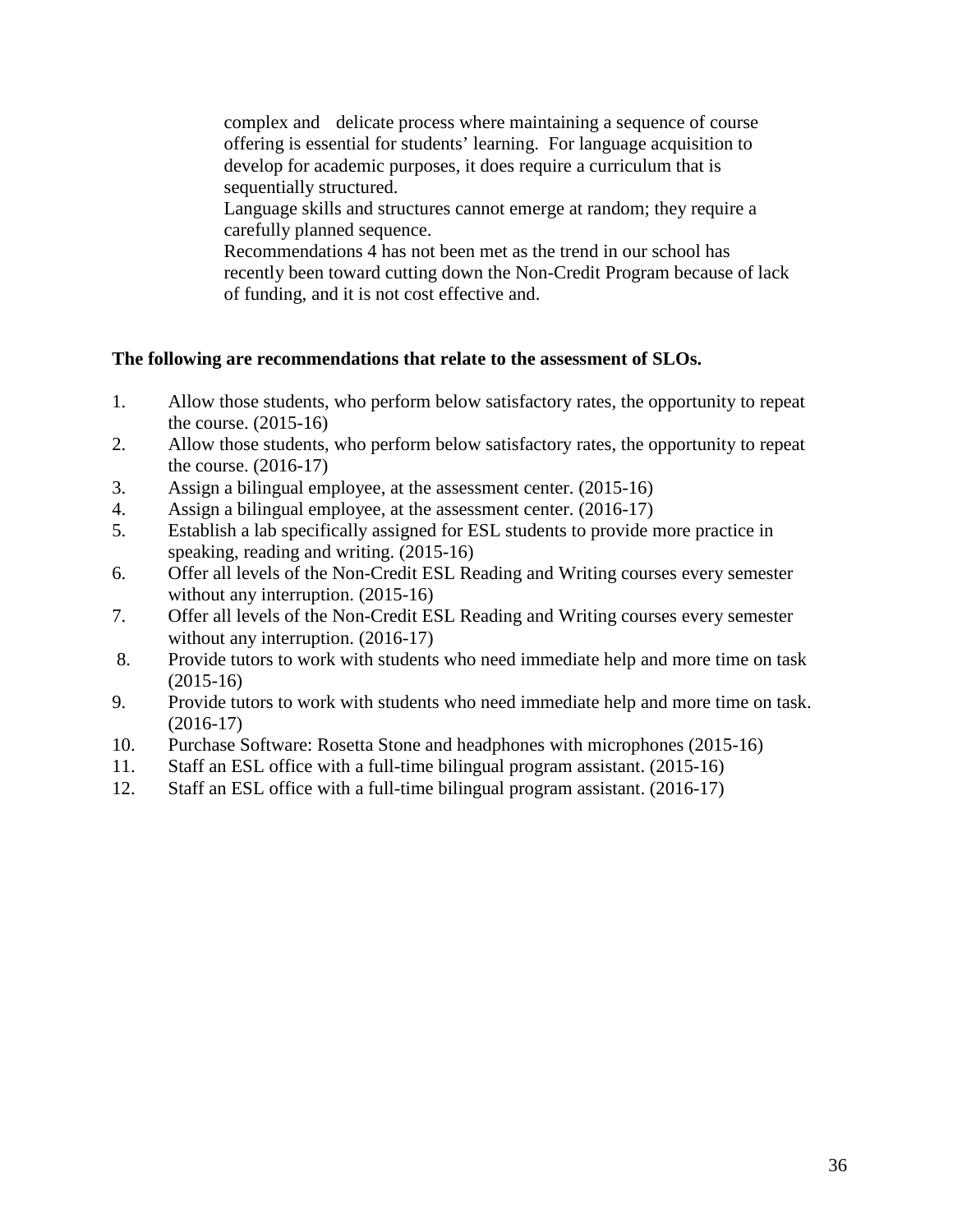complex and delicate process where maintaining a sequence of course offering is essential for students' learning. For language acquisition to develop for academic purposes, it does require a curriculum that is sequentially structured.
Language skills and structures cannot emerge at random; they require a carefully planned sequence.
Recommendations 4 has not been met as the trend in our school has recently been toward cutting down the Non-Credit Program because of lack of funding, and it is not cost effective and.

**The following are recommendations that relate to the assessment of SLOs.**

1. Allow those students, who perform below satisfactory rates, the opportunity to repeat the course. (2015-16)
2. Allow those students, who perform below satisfactory rates, the opportunity to repeat the course. (2016-17)
3. Assign a bilingual employee, at the assessment center. (2015-16)
4. Assign a bilingual employee, at the assessment center. (2016-17)
5. Establish a lab specifically assigned for ESL students to provide more practice in speaking, reading and writing. (2015-16)
6. Offer all levels of the Non-Credit ESL Reading and Writing courses every semester without any interruption. (2015-16)
7. Offer all levels of the Non-Credit ESL Reading and Writing courses every semester without any interruption. (2016-17)
8. Provide tutors to work with students who need immediate help and more time on task (2015-16)
9. Provide tutors to work with students who need immediate help and more time on task. (2016-17)
10. Purchase Software: Rosetta Stone and headphones with microphones (2015-16)
11. Staff an ESL office with a full-time bilingual program assistant. (2015-16)
12. Staff an ESL office with a full-time bilingual program assistant. (2016-17)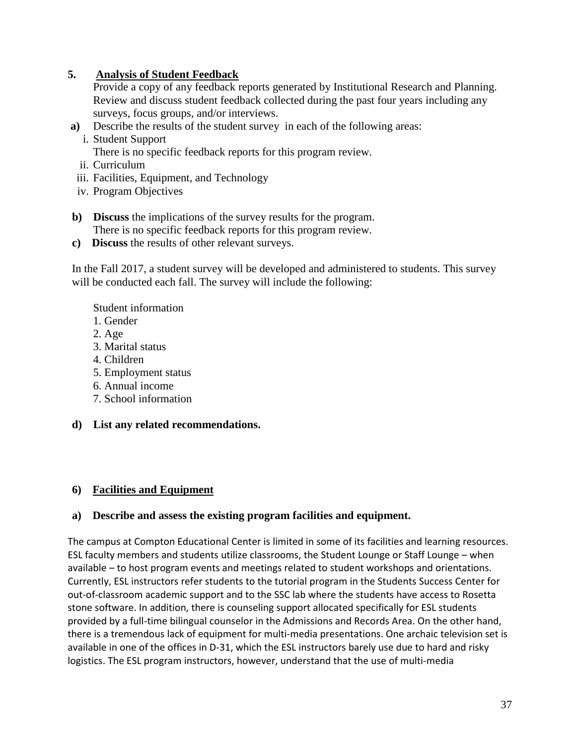## 5. Analysis of Student Feedback

Provide a copy of any feedback reports generated by Institutional Research and Planning. Review and discuss student feedback collected during the past four years including any surveys, focus groups, and/or interviews.

**a)** Describe the results of the student survey in each of the following areas:

i. Student Support

There is no specific feedback reports for this program review.

ii. Curriculum

iii. Facilities, Equipment, and Technology

iv. Program Objectives

**b) Discuss** the implications of the survey results for the program.

There is no specific feedback reports for this program review.

**c) Discuss** the results of other relevant surveys.

In the Fall 2017, a student survey will be developed and administered to students. This survey will be conducted each fall. The survey will include the following:

Student information

1. Gender
2. Age
3. Marital status
4. Children
5. Employment status
6. Annual income
7. School information

**d) List any related recommendations.**

## 6) Facilities and Equipment

**a) Describe and assess the existing program facilities and equipment.**

The campus at Compton Educational Center is limited in some of its facilities and learning resources. ESL faculty members and students utilize classrooms, the Student Lounge or Staff Lounge – when available – to host program events and meetings related to student workshops and orientations. Currently, ESL instructors refer students to the tutorial program in the Students Success Center for out-of-classroom academic support and to the SSC lab where the students have access to Rosetta stone software. In addition, there is counseling support allocated specifically for ESL students provided by a full-time bilingual counselor in the Admissions and Records Area. On the other hand, there is a tremendous lack of equipment for multi-media presentations. One archaic television set is available in one of the offices in D-31, which the ESL instructors barely use due to hard and risky logistics. The ESL program instructors, however, understand that the use of multi-media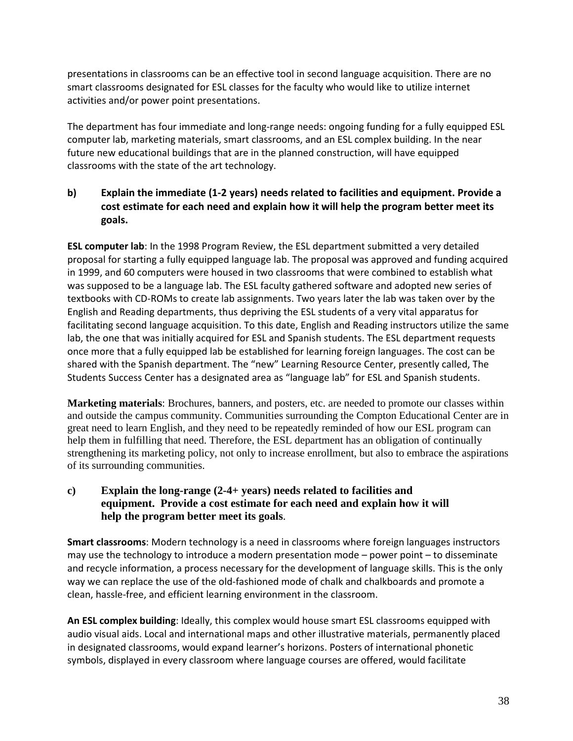presentations in classrooms can be an effective tool in second language acquisition. There are no smart classrooms designated for ESL classes for the faculty who would like to utilize internet activities and/or power point presentations.

The department has four immediate and long-range needs: ongoing funding for a fully equipped ESL computer lab, marketing materials, smart classrooms, and an ESL complex building. In the near future new educational buildings that are in the planned construction, will have equipped classrooms with the state of the art technology.

**b) Explain the immediate (1-2 years) needs related to facilities and equipment. Provide a cost estimate for each need and explain how it will help the program better meet its goals.**

**ESL computer lab**: In the 1998 Program Review, the ESL department submitted a very detailed proposal for starting a fully equipped language lab. The proposal was approved and funding acquired in 1999, and 60 computers were housed in two classrooms that were combined to establish what was supposed to be a language lab. The ESL faculty gathered software and adopted new series of textbooks with CD-ROMs to create lab assignments. Two years later the lab was taken over by the English and Reading departments, thus depriving the ESL students of a very vital apparatus for facilitating second language acquisition. To this date, English and Reading instructors utilize the same lab, the one that was initially acquired for ESL and Spanish students. The ESL department requests once more that a fully equipped lab be established for learning foreign languages. The cost can be shared with the Spanish department. The "new" Learning Resource Center, presently called, The Students Success Center has a designated area as "language lab" for ESL and Spanish students.

**Marketing materials**: Brochures, banners, and posters, etc. are needed to promote our classes within and outside the campus community. Communities surrounding the Compton Educational Center are in great need to learn English, and they need to be repeatedly reminded of how our ESL program can help them in fulfilling that need. Therefore, the ESL department has an obligation of continually strengthening its marketing policy, not only to increase enrollment, but also to embrace the aspirations of its surrounding communities.

**c) Explain the long-range (2-4+ years) needs related to facilities and equipment. Provide a cost estimate for each need and explain how it will help the program better meet its goals**.

**Smart classrooms**: Modern technology is a need in classrooms where foreign languages instructors may use the technology to introduce a modern presentation mode – power point – to disseminate and recycle information, a process necessary for the development of language skills. This is the only way we can replace the use of the old-fashioned mode of chalk and chalkboards and promote a clean, hassle-free, and efficient learning environment in the classroom.

**An ESL complex building**: Ideally, this complex would house smart ESL classrooms equipped with audio visual aids. Local and international maps and other illustrative materials, permanently placed in designated classrooms, would expand learner's horizons. Posters of international phonetic symbols, displayed in every classroom where language courses are offered, would facilitate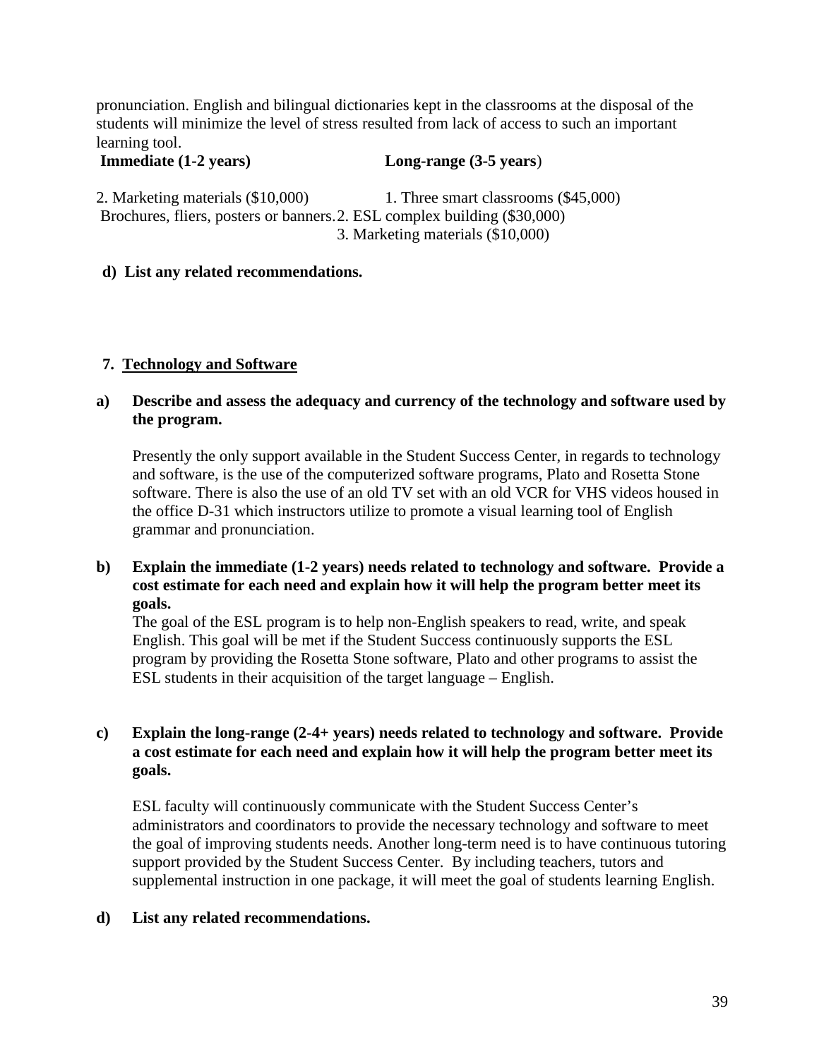pronunciation. English and bilingual dictionaries kept in the classrooms at the disposal of the students will minimize the level of stress resulted from lack of access to such an important learning tool.

| **Immediate (1-2 years)** | **Long-range (3-5 years)** |
|---|---|
| 2. Marketing materials ($10,000) | 1. Three smart classrooms ($45,000) |
| Brochures, fliers, posters or banners. | 2. ESL complex building ($30,000) |
| | 3. Marketing materials ($10,000) |

**d) List any related recommendations.**

## 7. Technology and Software

**a) Describe and assess the adequacy and currency of the technology and software used by the program.**

Presently the only support available in the Student Success Center, in regards to technology and software, is the use of the computerized software programs, Plato and Rosetta Stone software. There is also the use of an old TV set with an old VCR for VHS videos housed in the office D-31 which instructors utilize to promote a visual learning tool of English grammar and pronunciation.

**b) Explain the immediate (1-2 years) needs related to technology and software. Provide a cost estimate for each need and explain how it will help the program better meet its goals.**

The goal of the ESL program is to help non-English speakers to read, write, and speak English. This goal will be met if the Student Success continuously supports the ESL program by providing the Rosetta Stone software, Plato and other programs to assist the ESL students in their acquisition of the target language – English.

**c) Explain the long-range (2-4+ years) needs related to technology and software. Provide a cost estimate for each need and explain how it will help the program better meet its goals.**

ESL faculty will continuously communicate with the Student Success Center's administrators and coordinators to provide the necessary technology and software to meet the goal of improving students needs. Another long-term need is to have continuous tutoring support provided by the Student Success Center. By including teachers, tutors and supplemental instruction in one package, it will meet the goal of students learning English.

**d) List any related recommendations.**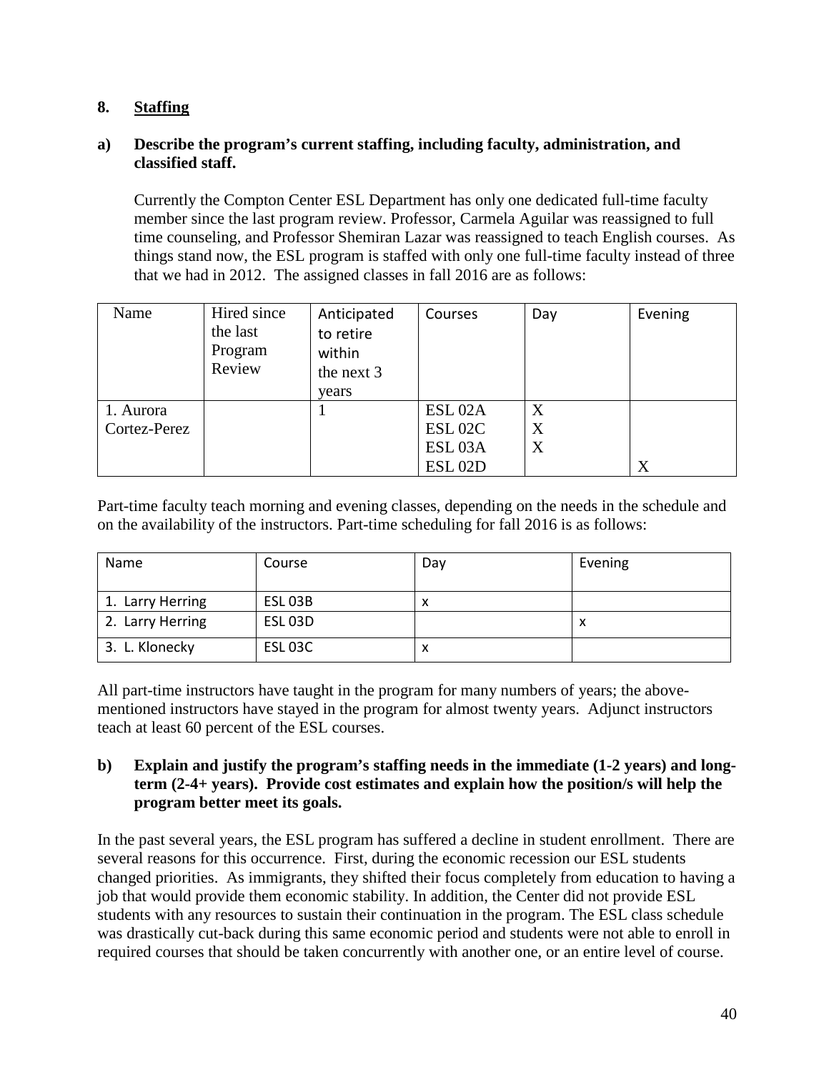## 8. Staffing

### a) Describe the program's current staffing, including faculty, administration, and classified staff.

Currently the Compton Center ESL Department has only one dedicated full-time faculty member since the last program review. Professor, Carmela Aguilar was reassigned to full time counseling, and Professor Shemiran Lazar was reassigned to teach English courses. As things stand now, the ESL program is staffed with only one full-time faculty instead of three that we had in 2012. The assigned classes in fall 2016 are as follows:

| Name | Hired since the last Program Review | Anticipated to retire within the next 3 years | Courses | Day | Evening |
|---|---|---|---|---|---|
| 1. Aurora Cortez-Perez | | 1 | ESL 02A<br>ESL 02C<br>ESL 03A<br>ESL 02D | X<br>X<br>X | <br><br><br>X |

Part-time faculty teach morning and evening classes, depending on the needs in the schedule and on the availability of the instructors. Part-time scheduling for fall 2016 is as follows:

| Name | Course | Day | Evening |
|---|---|---|---|
| 1. Larry Herring | ESL 03B | x | |
| 2. Larry Herring | ESL 03D | | x |
| 3. L. Klonecky | ESL 03C | x | |

All part-time instructors have taught in the program for many numbers of years; the above-mentioned instructors have stayed in the program for almost twenty years. Adjunct instructors teach at least 60 percent of the ESL courses.

### b) Explain and justify the program's staffing needs in the immediate (1-2 years) and long-term (2-4+ years). Provide cost estimates and explain how the position/s will help the program better meet its goals.

In the past several years, the ESL program has suffered a decline in student enrollment. There are several reasons for this occurrence. First, during the economic recession our ESL students changed priorities. As immigrants, they shifted their focus completely from education to having a job that would provide them economic stability. In addition, the Center did not provide ESL students with any resources to sustain their continuation in the program. The ESL class schedule was drastically cut-back during this same economic period and students were not able to enroll in required courses that should be taken concurrently with another one, or an entire level of course.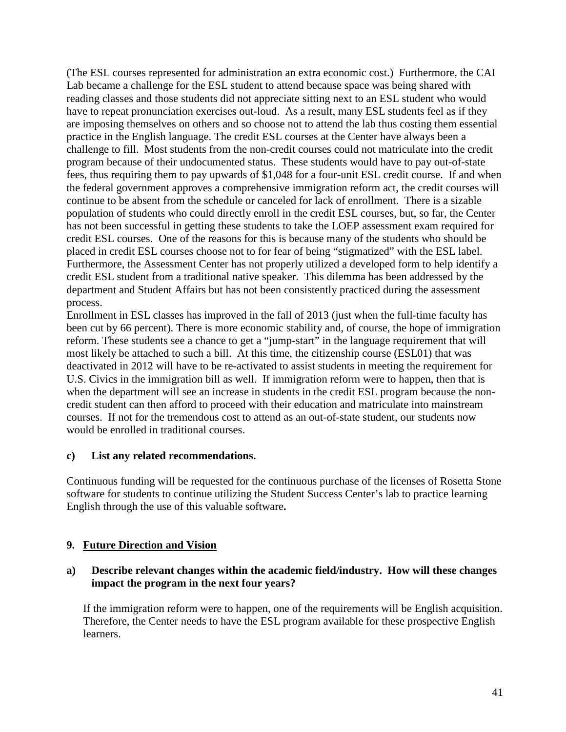(The ESL courses represented for administration an extra economic cost.) Furthermore, the CAI Lab became a challenge for the ESL student to attend because space was being shared with reading classes and those students did not appreciate sitting next to an ESL student who would have to repeat pronunciation exercises out-loud. As a result, many ESL students feel as if they are imposing themselves on others and so choose not to attend the lab thus costing them essential practice in the English language. The credit ESL courses at the Center have always been a challenge to fill. Most students from the non-credit courses could not matriculate into the credit program because of their undocumented status. These students would have to pay out-of-state fees, thus requiring them to pay upwards of $1,048 for a four-unit ESL credit course. If and when the federal government approves a comprehensive immigration reform act, the credit courses will continue to be absent from the schedule or canceled for lack of enrollment. There is a sizable population of students who could directly enroll in the credit ESL courses, but, so far, the Center has not been successful in getting these students to take the LOEP assessment exam required for credit ESL courses. One of the reasons for this is because many of the students who should be placed in credit ESL courses choose not to for fear of being "stigmatized" with the ESL label. Furthermore, the Assessment Center has not properly utilized a developed form to help identify a credit ESL student from a traditional native speaker. This dilemma has been addressed by the department and Student Affairs but has not been consistently practiced during the assessment process.

Enrollment in ESL classes has improved in the fall of 2013 (just when the full-time faculty has been cut by 66 percent). There is more economic stability and, of course, the hope of immigration reform. These students see a chance to get a "jump-start" in the language requirement that will most likely be attached to such a bill. At this time, the citizenship course (ESL01) that was deactivated in 2012 will have to be re-activated to assist students in meeting the requirement for U.S. Civics in the immigration bill as well. If immigration reform were to happen, then that is when the department will see an increase in students in the credit ESL program because the non-credit student can then afford to proceed with their education and matriculate into mainstream courses. If not for the tremendous cost to attend as an out-of-state student, our students now would be enrolled in traditional courses.

**c) List any related recommendations.**

Continuous funding will be requested for the continuous purchase of the licenses of Rosetta Stone software for students to continue utilizing the Student Success Center's lab to practice learning English through the use of this valuable software**.**

## 9. Future Direction and Vision

**a) Describe relevant changes within the academic field/industry. How will these changes impact the program in the next four years?**

If the immigration reform were to happen, one of the requirements will be English acquisition. Therefore, the Center needs to have the ESL program available for these prospective English learners.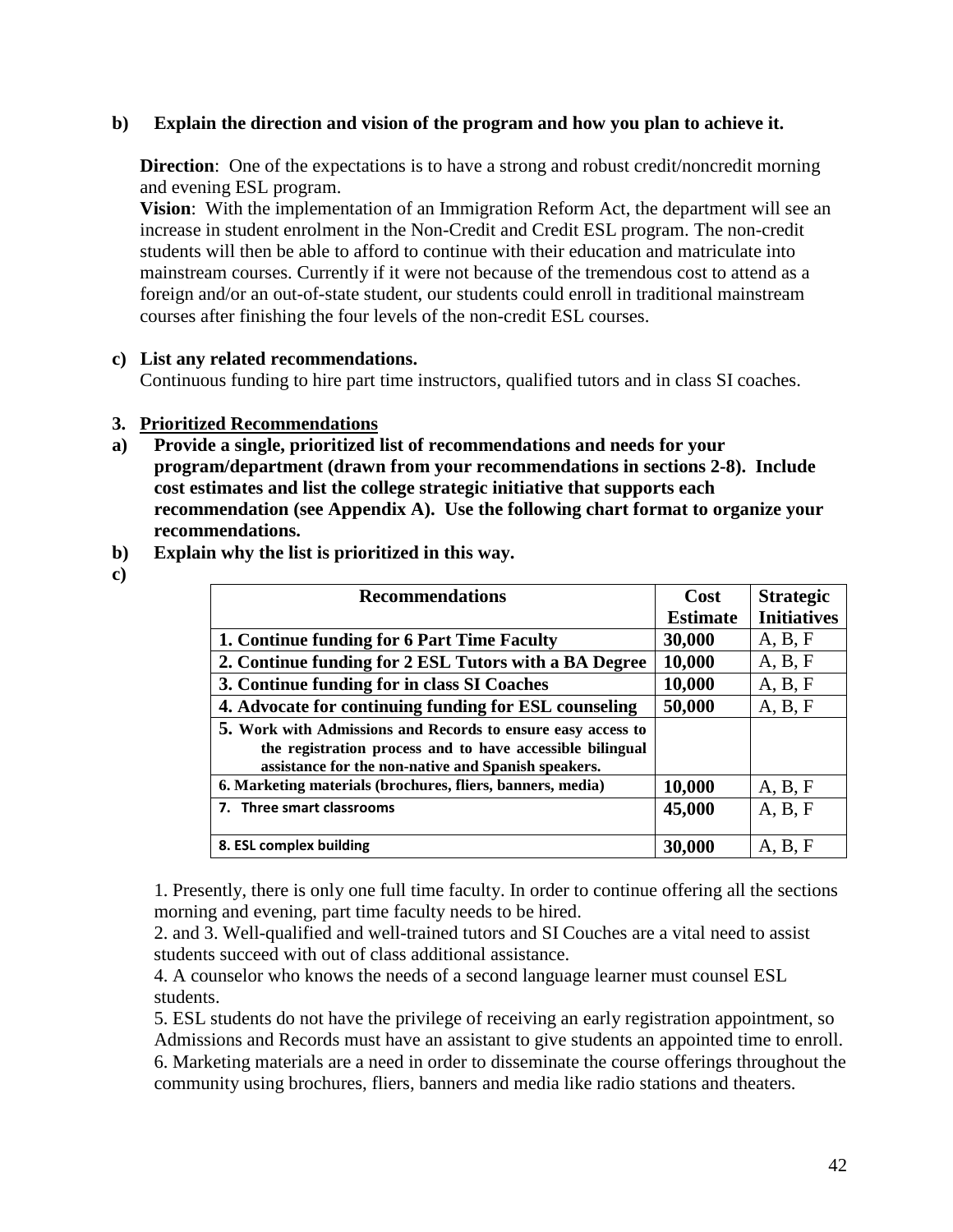**b) Explain the direction and vision of the program and how you plan to achieve it.**

**Direction**: One of the expectations is to have a strong and robust credit/noncredit morning and evening ESL program.
**Vision**: With the implementation of an Immigration Reform Act, the department will see an increase in student enrolment in the Non-Credit and Credit ESL program. The non-credit students will then be able to afford to continue with their education and matriculate into mainstream courses. Currently if it were not because of the tremendous cost to attend as a foreign and/or an out-of-state student, our students could enroll in traditional mainstream courses after finishing the four levels of the non-credit ESL courses.

**c) List any related recommendations.**
Continuous funding to hire part time instructors, qualified tutors and in class SI coaches.

**3. Prioritized Recommendations**

**a) Provide a single, prioritized list of recommendations and needs for your program/department (drawn from your recommendations in sections 2-8). Include cost estimates and list the college strategic initiative that supports each recommendation (see Appendix A). Use the following chart format to organize your recommendations.**

**b) Explain why the list is prioritized in this way.**

**c)**

| Recommendations | Cost Estimate | Strategic Initiatives |
|---|---|---|
| **1. Continue funding for 6 Part Time Faculty** | **30,000** | A, B, F |
| **2. Continue funding for 2 ESL Tutors with a BA Degree** | **10,000** | A, B, F |
| **3. Continue funding for in class SI Coaches** | **10,000** | A, B, F |
| **4. Advocate for continuing funding for ESL counseling** | **50,000** | A, B, F |
| **5. Work with Admissions and Records to ensure easy access to the registration process and to have accessible bilingual assistance for the non-native and Spanish speakers.** | | |
| **6. Marketing materials (brochures, fliers, banners, media)** | **10,000** | A, B, F |
| **7. Three smart classrooms** | **45,000** | A, B, F |
| **8. ESL complex building** | **30,000** | A, B, F |

1. Presently, there is only one full time faculty. In order to continue offering all the sections morning and evening, part time faculty needs to be hired.
2. and 3. Well-qualified and well-trained tutors and SI Couches are a vital need to assist students succeed with out of class additional assistance.
4. A counselor who knows the needs of a second language learner must counsel ESL students.
5. ESL students do not have the privilege of receiving an early registration appointment, so Admissions and Records must have an assistant to give students an appointed time to enroll.
6. Marketing materials are a need in order to disseminate the course offerings throughout the community using brochures, fliers, banners and media like radio stations and theaters.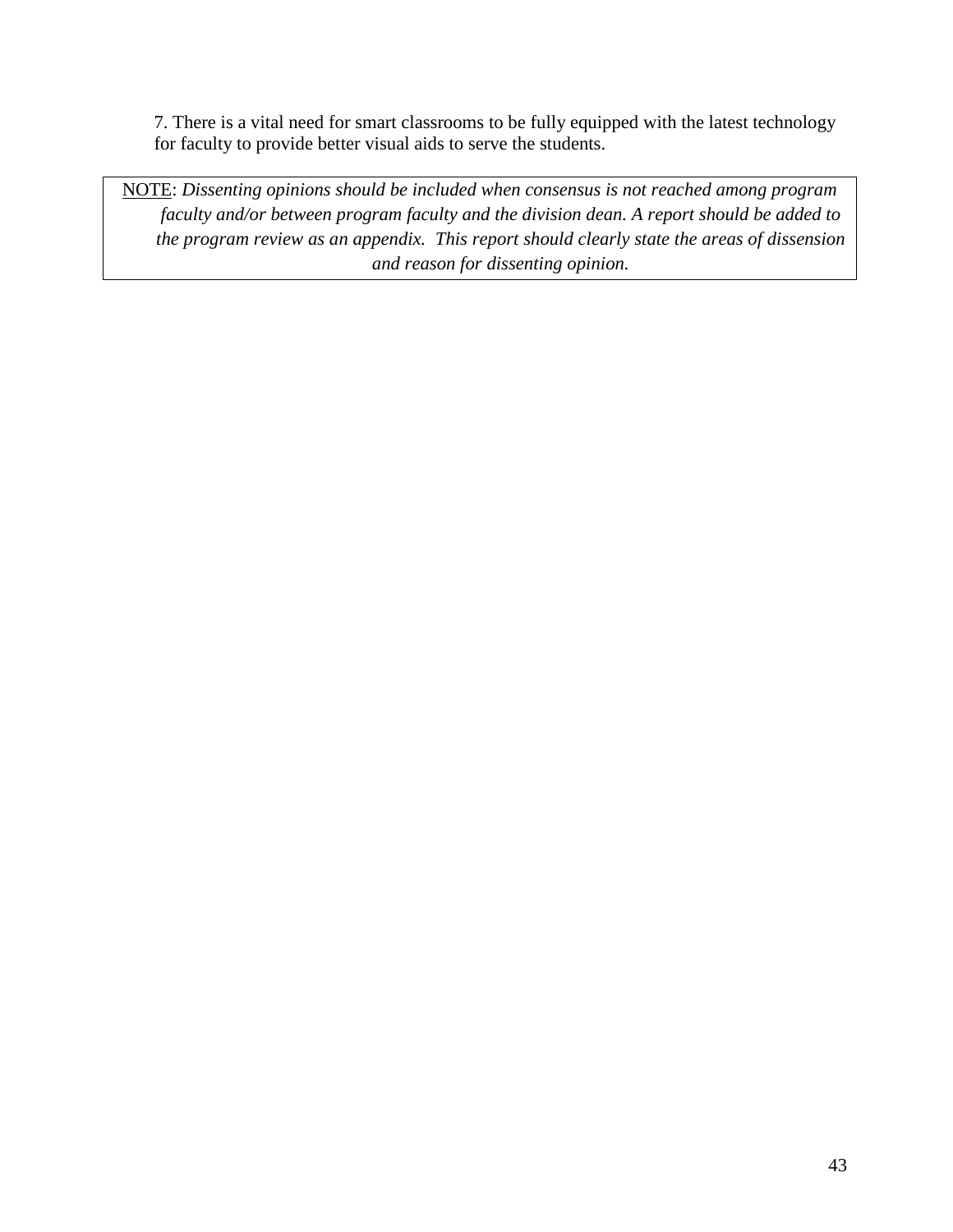7. There is a vital need for smart classrooms to be fully equipped with the latest technology for faculty to provide better visual aids to serve the students.

NOTE: *Dissenting opinions should be included when consensus is not reached among program faculty and/or between program faculty and the division dean. A report should be added to the program review as an appendix. This report should clearly state the areas of dissension and reason for dissenting opinion.*